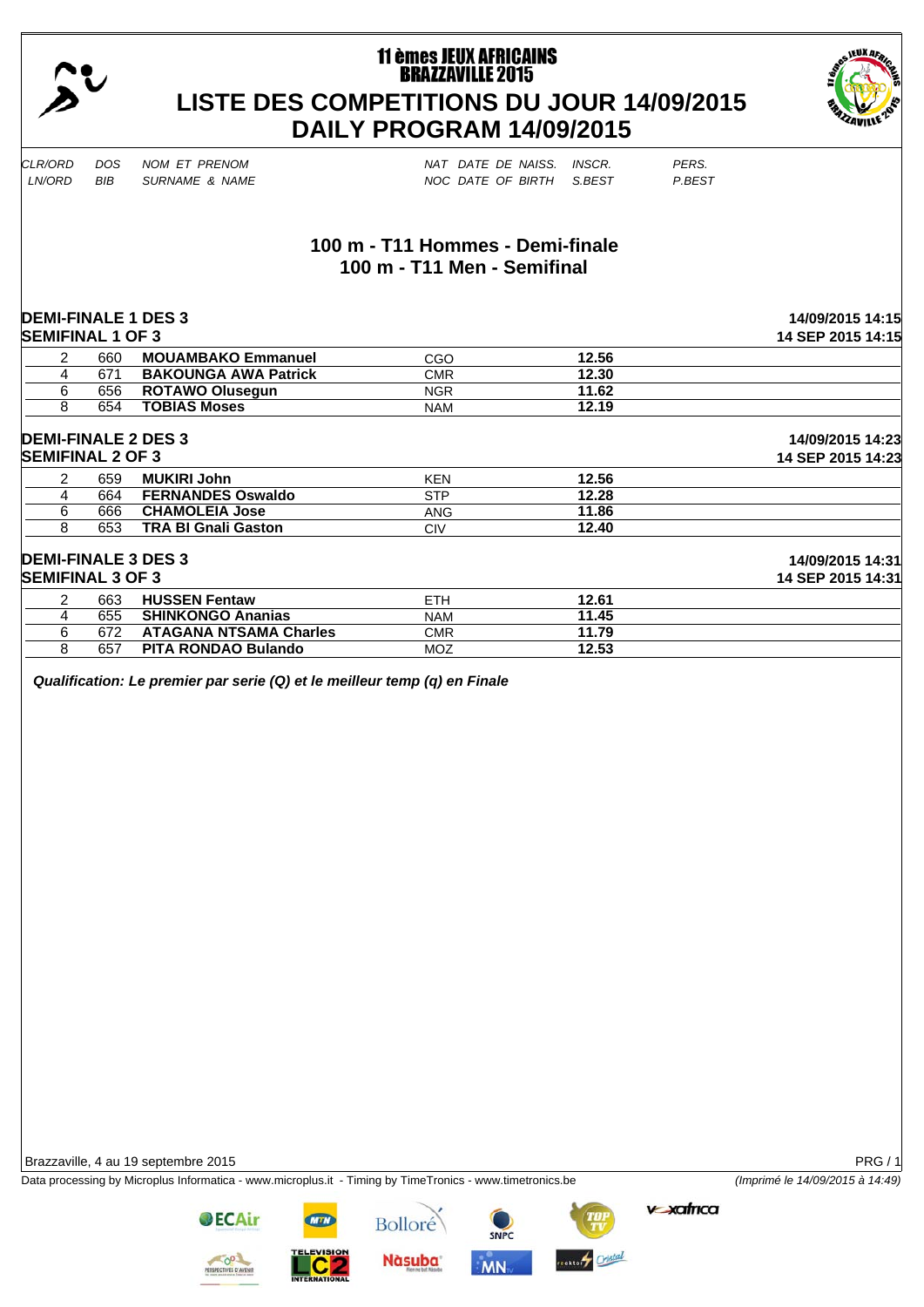# 11 èmes JEUX AFRICAINS BRAZZAVILLE 2015

## LISTE DES COMPETITIONS DU JOUR 14/09/2015
## DAILY PROGRAM 14/09/2015

| CLR/ORD LN/ORD | DOS BIB | NOM ET PRENOM SURNAME & NAME | NAT NOC | DATE DE NAISS. DATE OF BIRTH | INSCR. S.BEST | PERS. P.BEST |
|---|---|---|---|---|---|---|

### 100 m - T11 Hommes - Demi-finale
### 100 m - T11 Men - Semifinal

**DEMI-FINALE 1 DES 3** — 14/09/2015 14:15
**SEMIFINAL 1 OF 3** — 14 SEP 2015 14:15

| LN/ORD | BIB | SURNAME & NAME | NOC | S.BEST |
|---|---|---|---|---|
| 2 | 660 | **MOUAMBAKO Emmanuel** | CGO | **12.56** |
| 4 | 671 | **BAKOUNGA AWA Patrick** | CMR | **12.30** |
| 6 | 656 | **ROTAWO Olusegun** | NGR | **11.62** |
| 8 | 654 | **TOBIAS Moses** | NAM | **12.19** |

**DEMI-FINALE 2 DES 3** — 14/09/2015 14:23
**SEMIFINAL 2 OF 3** — 14 SEP 2015 14:23

| LN/ORD | BIB | SURNAME & NAME | NOC | S.BEST |
|---|---|---|---|---|
| 2 | 659 | **MUKIRI John** | KEN | **12.56** |
| 4 | 664 | **FERNANDES Oswaldo** | STP | **12.28** |
| 6 | 666 | **CHAMOLEIA Jose** | ANG | **11.86** |
| 8 | 653 | **TRA BI Gnali Gaston** | CIV | **12.40** |

**DEMI-FINALE 3 DES 3** — 14/09/2015 14:31
**SEMIFINAL 3 OF 3** — 14 SEP 2015 14:31

| LN/ORD | BIB | SURNAME & NAME | NOC | S.BEST |
|---|---|---|---|---|
| 2 | 663 | **HUSSEN Fentaw** | ETH | **12.61** |
| 4 | 655 | **SHINKONGO Ananias** | NAM | **11.45** |
| 6 | 672 | **ATAGANA NTSAMA Charles** | CMR | **11.79** |
| 8 | 657 | **PITA RONDAO Bulando** | MOZ | **12.53** |

***Qualification: Le premier par serie (Q) et le meilleur temp (q) en Finale***

Brazzaville, 4 au 19 septembre 2015

Data processing by Microplus Informatica - www.microplus.it - Timing by TimeTronics - www.timetronics.be *(Imprimé le 14/09/2015 à 14:49)*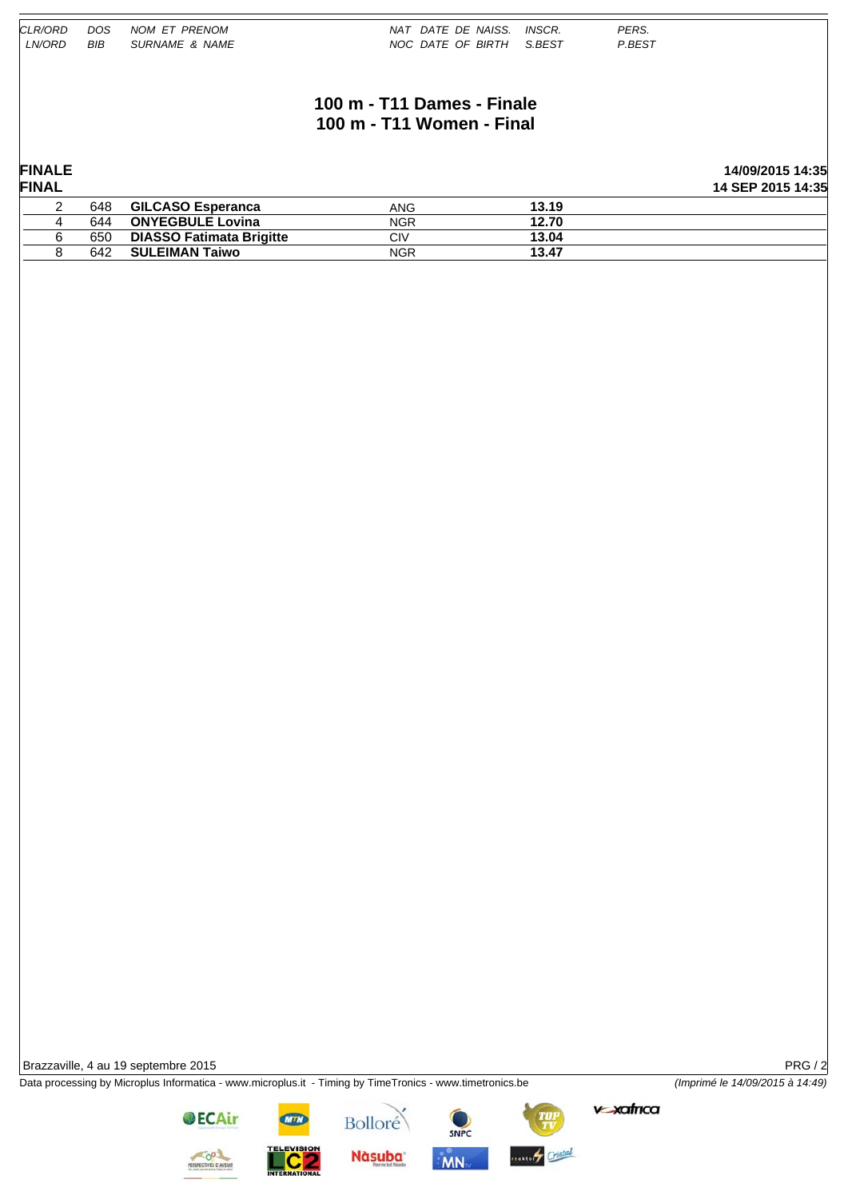# 100 m - T11 Dames - Finale
# 100 m - T11 Women - Final

**FINALE**
**FINAL**

**14/09/2015 14:35**
**14 SEP 2015 14:35**

| CLR/ORD LN/ORD | DOS BIB | NOM ET PRENOM SURNAME & NAME | NAT NOC | DATE DE NAISS. DATE OF BIRTH | INSCR. S.BEST | PERS. P.BEST |
|---|---|---|---|---|---|---|
| 2 | 648 | **GILCASO Esperanca** | ANG | | **13.19** | |
| 4 | 644 | **ONYEGBULE Lovina** | NGR | | **12.70** | |
| 6 | 650 | **DIASSO Fatimata Brigitte** | CIV | | **13.04** | |
| 8 | 642 | **SULEIMAN Taiwo** | NGR | | **13.47** | |

Brazzaville, 4 au 19 septembre 2015

Data processing by Microplus Informatica - www.microplus.it - Timing by TimeTronics - www.timetronics.be

*(Imprimé le 14/09/2015 à 14:49)*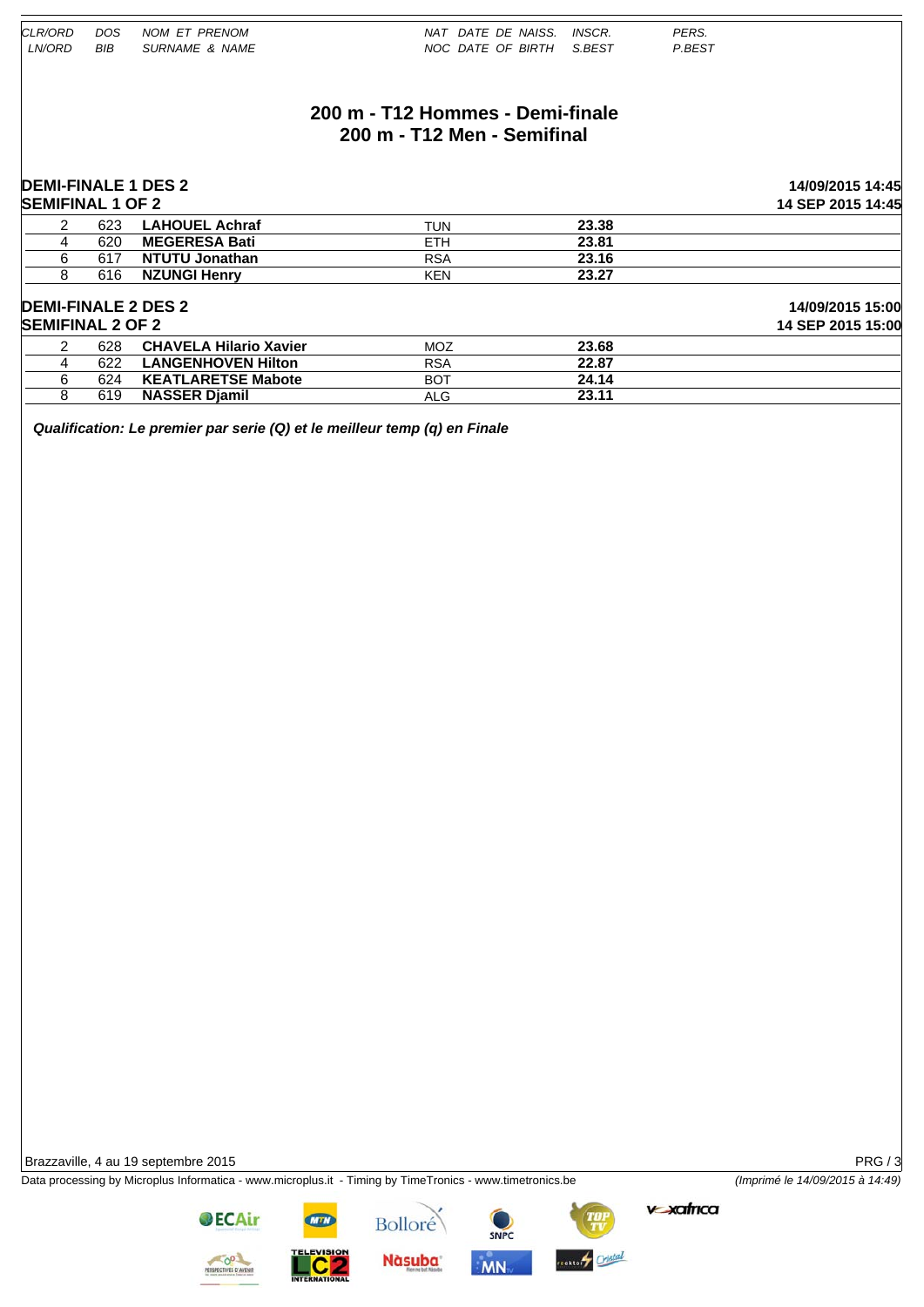| CLR/ORD LN/ORD | DOS BIB | NOM ET PRENOM SURNAME & NAME | NAT NOC | DATE DE NAISS. DATE OF BIRTH | INSCR. S.BEST | PERS. P.BEST |
|---|---|---|---|---|---|---|

# 200 m - T12 Hommes - Demi-finale
# 200 m - T12 Men - Semifinal

## DEMI-FINALE 1 DES 2 / SEMIFINAL 1 OF 2

14/09/2015 14:45
14 SEP 2015 14:45

| LN/ORD | BIB | SURNAME & NAME | NOC | DATE OF BIRTH | S.BEST | P.BEST |
|---|---|---|---|---|---|---|
| 2 | 623 | **LAHOUEL Achraf** | TUN | | **23.38** | |
| 4 | 620 | **MEGERESA Bati** | ETH | | **23.81** | |
| 6 | 617 | **NTUTU Jonathan** | RSA | | **23.16** | |
| 8 | 616 | **NZUNGI Henry** | KEN | | **23.27** | |

## DEMI-FINALE 2 DES 2 / SEMIFINAL 2 OF 2

14/09/2015 15:00
14 SEP 2015 15:00

| LN/ORD | BIB | SURNAME & NAME | NOC | DATE OF BIRTH | S.BEST | P.BEST |
|---|---|---|---|---|---|---|
| 2 | 628 | **CHAVELA Hilario Xavier** | MOZ | | **23.68** | |
| 4 | 622 | **LANGENHOVEN Hilton** | RSA | | **22.87** | |
| 6 | 624 | **KEATLARETSE Mabote** | BOT | | **24.14** | |
| 8 | 619 | **NASSER Djamil** | ALG | | **23.11** | |

***Qualification: Le premier par serie (Q) et le meilleur temp (q) en Finale***

Brazzaville, 4 au 19 septembre 2015

Data processing by Microplus Informatica - www.microplus.it - Timing by TimeTronics - www.timetronics.be

*(Imprimé le 14/09/2015 à 14:49)*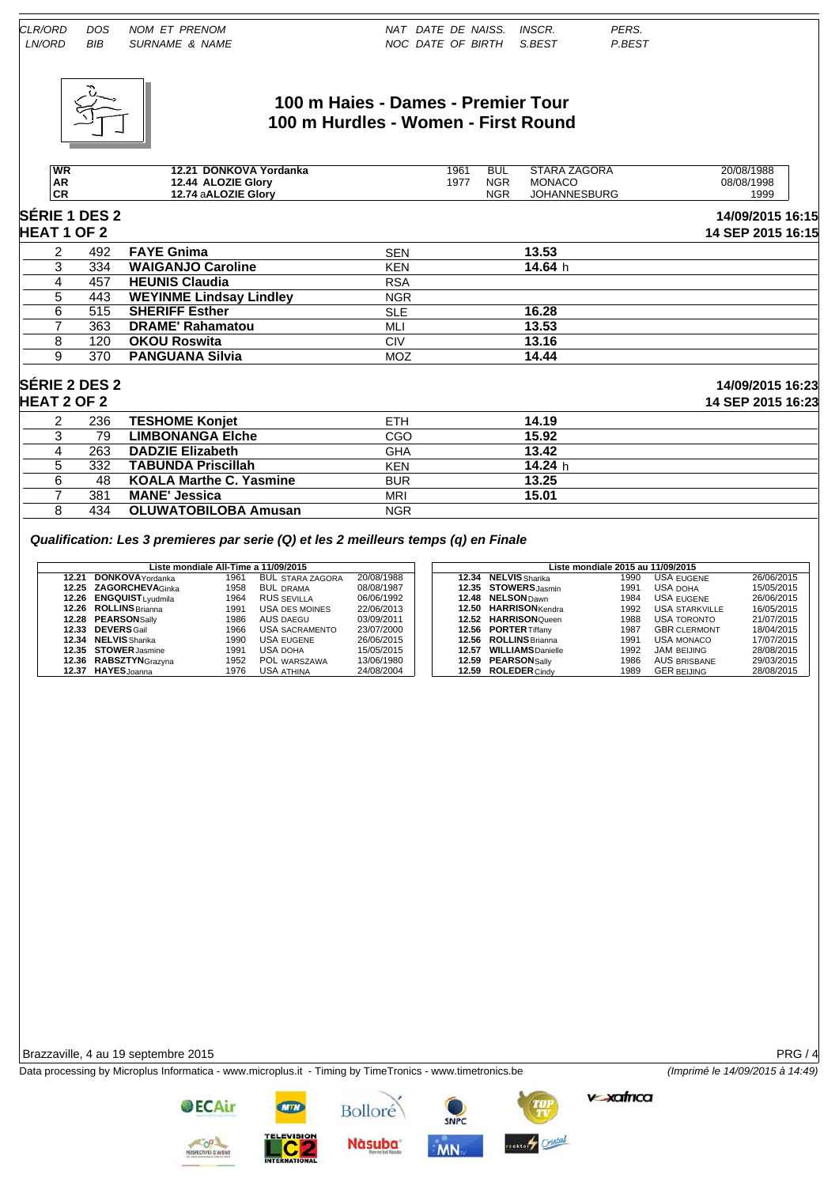| CLR/ORD<br>LN/ORD | DOS<br>BIB | NOM ET PRENOM<br>SURNAME & NAME | NAT<br>NOC | DATE DE NAISS.<br>DATE OF BIRTH | INSCR.<br>S.BEST | PERS.<br>P.BEST |
|---|---|---|---|---|---|---|

# 100 m Haies - Dames - Premier Tour
# 100 m Hurdles - Women - First Round

| | | | | | |
|---|---|---|---|---|---|
| WR | 12.21 DONKOVA Yordanka | 1961 | BUL | STARA ZAGORA | 20/08/1988 |
| AR | 12.44 ALOZIE Glory | 1977 | NGR | MONACO | 08/08/1998 |
| CR | 12.74 aALOZIE Glory | | NGR | JOHANNESBURG | 1999 |

## SÉRIE 1 DES 2 — 14/09/2015 16:15
## HEAT 1 OF 2 — 14 SEP 2015 16:15

| | | | | |
|---|---|---|---|---|
| 2 | 492 | FAYE Gnima | SEN | 13.53 |
| 3 | 334 | WAIGANJO Caroline | KEN | 14.64 h |
| 4 | 457 | HEUNIS Claudia | RSA | |
| 5 | 443 | WEYINME Lindsay Lindley | NGR | |
| 6 | 515 | SHERIFF Esther | SLE | 16.28 |
| 7 | 363 | DRAME' Rahamatou | MLI | 13.53 |
| 8 | 120 | OKOU Roswita | CIV | 13.16 |
| 9 | 370 | PANGUANA Silvia | MOZ | 14.44 |

## SÉRIE 2 DES 2 — 14/09/2015 16:23
## HEAT 2 OF 2 — 14 SEP 2015 16:23

| | | | | |
|---|---|---|---|---|
| 2 | 236 | TESHOME Konjet | ETH | 14.19 |
| 3 | 79 | LIMBONANGA Elche | CGO | 15.92 |
| 4 | 263 | DADZIE Elizabeth | GHA | 13.42 |
| 5 | 332 | TABUNDA Priscillah | KEN | 14.24 h |
| 6 | 48 | KOALA Marthe C. Yasmine | BUR | 13.25 |
| 7 | 381 | MANE' Jessica | MRI | 15.01 |
| 8 | 434 | OLUWATOBILOBA Amusan | NGR | |

***Qualification: Les 3 premieres par serie (Q) et les 2 meilleurs temps (q) en Finale***

| Liste mondiale All-Time a 11/09/2015 | | | | |
|---|---|---|---|---|
| 12.21 | DONKOVA Yordanka | 1961 | BUL STARA ZAGORA | 20/08/1988 |
| 12.25 | ZAGORCHEVA Ginka | 1958 | BUL DRAMA | 08/08/1987 |
| 12.26 | ENGQUIST Lyudmila | 1964 | RUS SEVILLA | 06/06/1992 |
| 12.26 | ROLLINS Brianna | 1991 | USA DES MOINES | 22/06/2013 |
| 12.28 | PEARSON Sally | 1986 | AUS DAEGU | 03/09/2011 |
| 12.33 | DEVERS Gail | 1966 | USA SACRAMENTO | 23/07/2000 |
| 12.34 | NELVIS Sharika | 1990 | USA EUGENE | 26/06/2015 |
| 12.35 | STOWER Jasmine | 1991 | USA DOHA | 15/05/2015 |
| 12.36 | RABSZTYN Grazyna | 1952 | POL WARSZAWA | 13/06/1980 |
| 12.37 | HAYES Joanna | 1976 | USA ATHINA | 24/08/2004 |

| Liste mondiale 2015 au 11/09/2015 | | | | |
|---|---|---|---|---|
| 12.34 | NELVIS Sharika | 1990 | USA EUGENE | 26/06/2015 |
| 12.35 | STOWERS Jasmin | 1991 | USA DOHA | 15/05/2015 |
| 12.48 | NELSON Dawn | 1984 | USA EUGENE | 26/06/2015 |
| 12.50 | HARRISON Kendra | 1992 | USA STARKVILLE | 16/05/2015 |
| 12.52 | HARRISON Queen | 1988 | USA TORONTO | 21/07/2015 |
| 12.56 | PORTER Tiffany | 1987 | GBR CLERMONT | 18/04/2015 |
| 12.56 | ROLLINS Brianna | 1991 | USA MONACO | 17/07/2015 |
| 12.57 | WILLIAMS Danielle | 1992 | JAM BEIJING | 28/08/2015 |
| 12.59 | PEARSON Sally | 1986 | AUS BRISBANE | 29/03/2015 |
| 12.59 | ROLEDER Cindy | 1989 | GER BEIJING | 28/08/2015 |

Brazzaville, 4 au 19 septembre 2015

Data processing by Microplus Informatica - www.microplus.it - Timing by TimeTronics - www.timetronics.be

*(Imprimé le 14/09/2015 à 14:49)*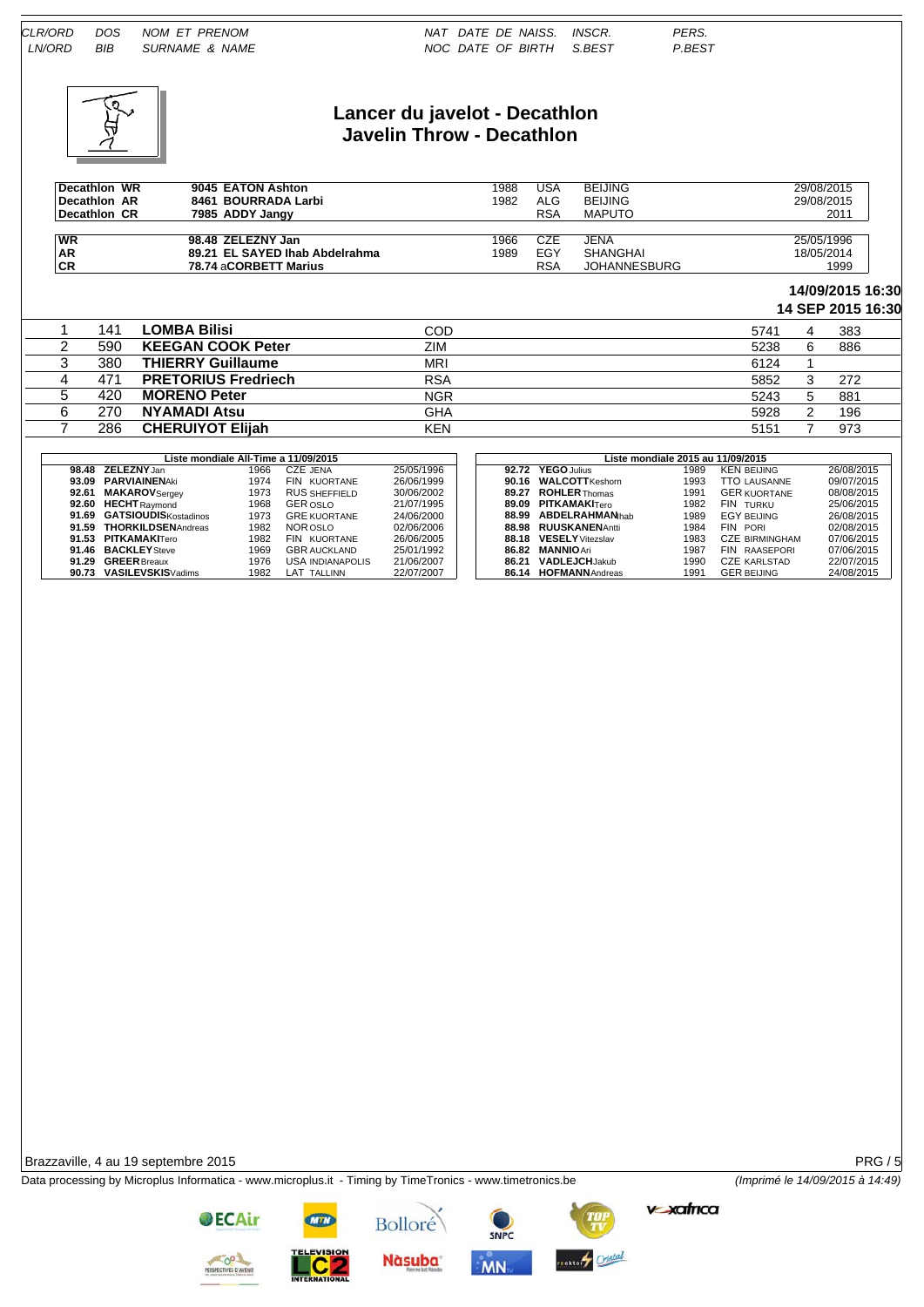| CLR/ORD | DOS | NOM ET PRENOM | NAT | DATE DE NAISS. | INSCR. | PERS. |
|---|---|---|---|---|---|---|
| LN/ORD | BIB | SURNAME & NAME | NOC | DATE OF BIRTH | S.BEST | P.BEST |

# Lancer du javelot - Decathlon
## Javelin Throw - Decathlon

| | | | | | |
|---|---|---|---|---|---|
| Decathlon WR | 9045 EATON Ashton | 1988 | USA | BEIJING | 29/08/2015 |
| Decathlon AR | 8461 BOURRADA Larbi | 1982 | ALG | BEIJING | 29/08/2015 |
| Decathlon CR | 7985 ADDY Jangy | | RSA | MAPUTO | 2011 |

| | | | | | |
|---|---|---|---|---|---|
| WR | 98.48 ZELEZNY Jan | 1966 | CZE | JENA | 25/05/1996 |
| AR | 89.21 EL SAYED Ihab Abdelrahma | 1989 | EGY | SHANGHAI | 18/05/2014 |
| CR | 78.74 aCORBETT Marius | | RSA | JOHANNESBURG | 1999 |

**14/09/2015 16:30**
**14 SEP 2015 16:30**

| CLR/ORD | DOS | NOM ET PRENOM | NAT | | | |
|---|---|---|---|---|---|---|
| 1 | 141 | **LOMBA Bilisi** | COD | 5741 | 4 | 383 |
| 2 | 590 | **KEEGAN COOK Peter** | ZIM | 5238 | 6 | 886 |
| 3 | 380 | **THIERRY Guillaume** | MRI | 6124 | 1 | |
| 4 | 471 | **PRETORIUS Fredriech** | RSA | 5852 | 3 | 272 |
| 5 | 420 | **MORENO Peter** | NGR | 5243 | 5 | 881 |
| 6 | 270 | **NYAMADI Atsu** | GHA | 5928 | 2 | 196 |
| 7 | 286 | **CHERUIYOT Elijah** | KEN | 5151 | 7 | 973 |

**Liste mondiale All-Time a 11/09/2015**

| Mark | Name | Year | NOC | Venue | Date |
|---|---|---|---|---|---|
| 98.48 | ZELEZNY Jan | 1966 | CZE | JENA | 25/05/1996 |
| 93.09 | PARVIAINEN Aki | 1974 | FIN | KUORTANE | 26/06/1999 |
| 92.61 | MAKAROV Sergey | 1973 | RUS | SHEFFIELD | 30/06/2002 |
| 92.60 | HECHT Raymond | 1968 | GER | OSLO | 21/07/1995 |
| 91.69 | GATSIOUDIS Kostadinos | 1973 | GRE | KUORTANE | 24/06/2000 |
| 91.59 | THORKILDSEN Andreas | 1982 | NOR | OSLO | 02/06/2006 |
| 91.53 | PITKAMAKI Tero | 1982 | FIN | KUORTANE | 26/06/2005 |
| 91.46 | BACKLEY Steve | 1969 | GBR | AUCKLAND | 25/01/1992 |
| 91.29 | GREER Breaux | 1976 | USA | INDIANAPOLIS | 21/06/2007 |
| 90.73 | VASILEVSKIS Vadims | 1982 | LAT | TALLINN | 22/07/2007 |

**Liste mondiale 2015 au 11/09/2015**

| Mark | Name | Year | NOC | Venue | Date |
|---|---|---|---|---|---|
| 92.72 | YEGO Julius | 1989 | KEN | BEIJING | 26/08/2015 |
| 90.16 | WALCOTT Keshorn | 1993 | TTO | LAUSANNE | 09/07/2015 |
| 89.27 | ROHLER Thomas | 1991 | GER | KUORTANE | 08/08/2015 |
| 89.09 | PITKAMAKI Tero | 1982 | FIN | TURKU | 25/06/2015 |
| 88.99 | ABDELRAHMAN Ihab | 1989 | EGY | BEIJING | 26/08/2015 |
| 88.98 | RUUSKANEN Antti | 1984 | FIN | PORI | 02/08/2015 |
| 88.18 | VESELY Vitezslav | 1983 | CZE | BIRMINGHAM | 07/06/2015 |
| 86.82 | MANNIO Ari | 1987 | FIN | RAASEPORI | 07/06/2015 |
| 86.21 | VADLEJCH Jakub | 1990 | CZE | KARLSTAD | 22/07/2015 |
| 86.14 | HOFMANN Andreas | 1991 | GER | BEIJING | 24/08/2015 |

Brazzaville, 4 au 19 septembre 2015

Data processing by Microplus Informatica - www.microplus.it - Timing by TimeTronics - www.timetronics.be

*(Imprimé le 14/09/2015 à 14:49)*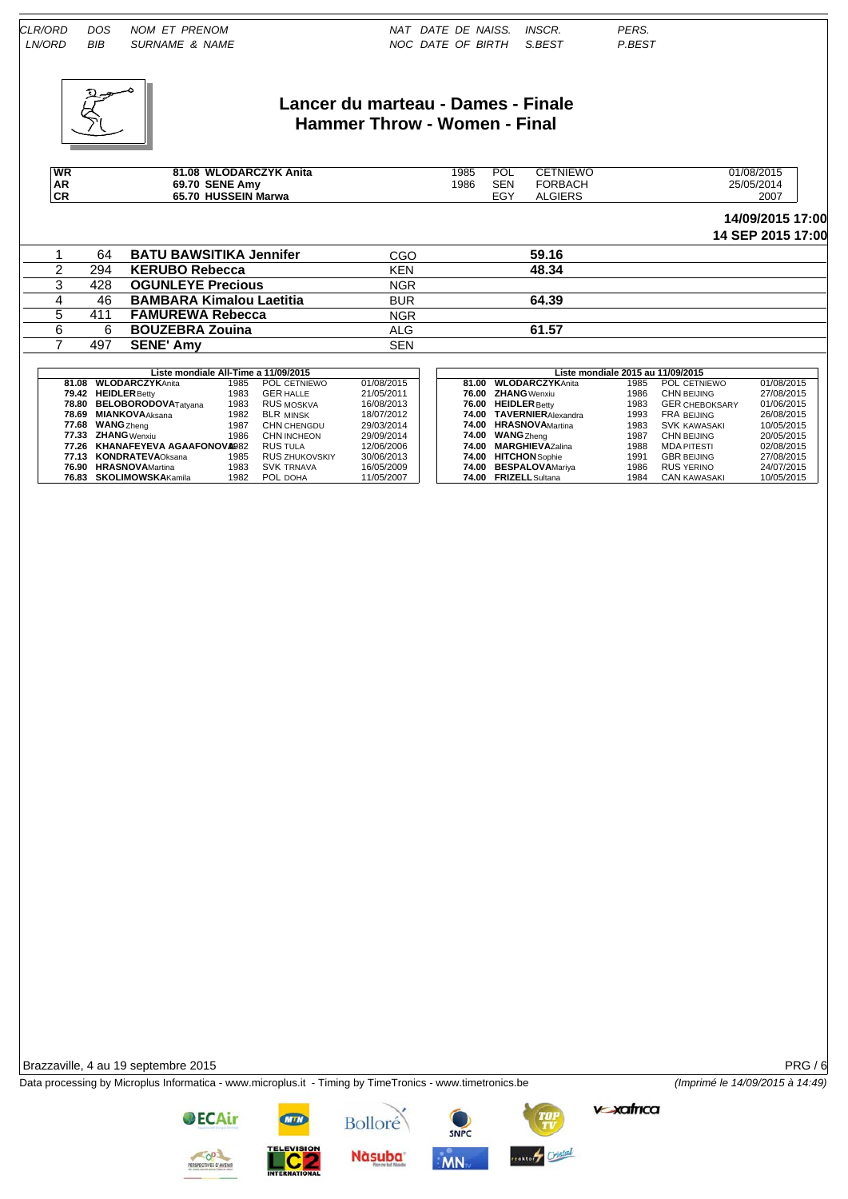| CLR/ORD LN/ORD | DOS BIB | NOM ET PRENOM SURNAME & NAME | NAT NOC | DATE DE NAISS. DATE OF BIRTH | INSCR. S.BEST | PERS. P.BEST |
|---|---|---|---|---|---|---|

# Lancer du marteau - Dames - Finale
# Hammer Throw - Women - Final

| | | | | | |
|---|---|---|---|---|---|
| WR | 81.08 WLODARCZYK Anita | 1985 | POL | CETNIEWO | 01/08/2015 |
| AR | 69.70 SENE Amy | 1986 | SEN | FORBACH | 25/05/2014 |
| CR | 65.70 HUSSEIN Marwa | | EGY | ALGIERS | 2007 |

**14/09/2015 17:00**
**14 SEP 2015 17:00**

| CLR/ORD | BIB | NAME | NAT | DATE OF BIRTH | S.BEST | P.BEST |
|---|---|---|---|---|---|---|
| 1 | 64 | **BATU BAWSITIKA Jennifer** | CGO | | **59.16** | |
| 2 | 294 | **KERUBO Rebecca** | KEN | | **48.34** | |
| 3 | 428 | **OGUNLEYE Precious** | NGR | | | |
| 4 | 46 | **BAMBARA Kimalou Laetitia** | BUR | | **64.39** | |
| 5 | 411 | **FAMUREWA Rebecca** | NGR | | | |
| 6 | 6 | **BOUZEBRA Zouina** | ALG | | **61.57** | |
| 7 | 497 | **SENE' Amy** | SEN | | | |

**Liste mondiale All-Time a 11/09/2015**

| | | | | |
|---|---|---|---|---|
| **81.08** | **WLODARCZYK** Anita | 1985 | POL CETNIEWO | 01/08/2015 |
| **79.42** | **HEIDLER** Betty | 1983 | GER HALLE | 21/05/2011 |
| **78.80** | **BELOBORODOVA** Tatyana | 1983 | RUS MOSKVA | 16/08/2013 |
| **78.69** | **MIANKOVA** Aksana | 1982 | BLR MINSK | 18/07/2012 |
| **77.68** | **WANG** Zheng | 1987 | CHN CHENGDU | 29/03/2014 |
| **77.33** | **ZHANG** Wenxiu | 1986 | CHN INCHEON | 29/09/2014 |
| **77.26** | **KHANAFEYEVA AGAAFONOVA** | 1982 | RUS TULA | 12/06/2006 |
| **77.13** | **KONDRATEVA** Oksana | 1985 | RUS ZHUKOVSKIY | 30/06/2013 |
| **76.90** | **HRASNOVA** Martina | 1983 | SVK TRNAVA | 16/05/2009 |
| **76.83** | **SKOLIMOWSKA** Kamila | 1982 | POL DOHA | 11/05/2007 |

**Liste mondiale 2015 au 11/09/2015**

| | | | | |
|---|---|---|---|---|
| **81.00** | **WLODARCZYK** Anita | 1985 | POL CETNIEWO | 01/08/2015 |
| **76.00** | **ZHANG** Wenxiu | 1986 | CHN BEIJING | 27/08/2015 |
| **76.00** | **HEIDLER** Betty | 1983 | GER CHEBOKSARY | 01/06/2015 |
| **74.00** | **TAVERNIER** Alexandra | 1993 | FRA BEIJING | 26/08/2015 |
| **74.00** | **HRASNOVA** Martina | 1983 | SVK KAWASAKI | 10/05/2015 |
| **74.00** | **WANG** Zheng | 1987 | CHN BEIJING | 20/05/2015 |
| **74.00** | **MARGHIEVA** Zalina | 1988 | MDA PITESTI | 02/08/2015 |
| **74.00** | **HITCHON** Sophie | 1991 | GBR BEIJING | 27/08/2015 |
| **74.00** | **BESPALOVA** Mariya | 1986 | RUS YERINO | 24/07/2015 |
| **74.00** | **FRIZELL** Sultana | 1984 | CAN KAWASAKI | 10/05/2015 |

Brazzaville, 4 au 19 septembre 2015

Data processing by Microplus Informatica - www.microplus.it - Timing by TimeTronics - www.timetronics.be

*(Imprimé le 14/09/2015 à 14:49)*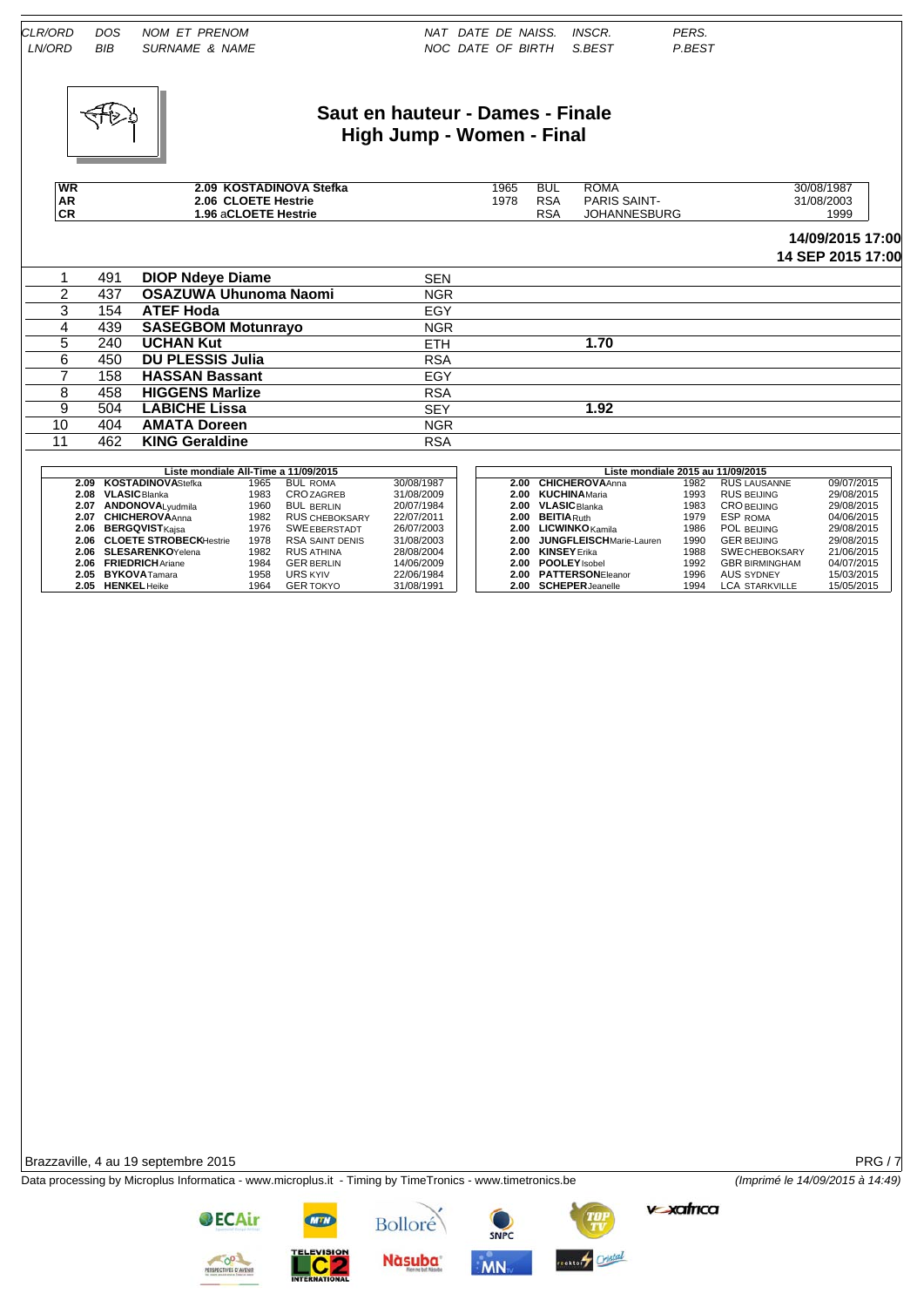| CLR/ORD | DOS | NOM ET PRENOM | NAT | DATE DE NAISS. | INSCR. | PERS. |
|---|---|---|---|---|---|---|
| LN/ORD | BIB | SURNAME & NAME | NOC | DATE OF BIRTH | S.BEST | P.BEST |

# Saut en hauteur - Dames - Finale
# High Jump - Women - Final

| | | | | | |
|---|---|---|---|---|---|
| WR | 2.09 KOSTADINOVA Stefka | 1965 | BUL | ROMA | 30/08/1987 |
| AR | 2.06 CLOETE Hestrie | 1978 | RSA | PARIS SAINT- | 31/08/2003 |
| CR | 1.96 aCLOETE Hestrie | | RSA | JOHANNESBURG | 1999 |

**14/09/2015 17:00**
**14 SEP 2015 17:00**

| CLR/ORD | DOS | NOM ET PRENOM | NAT | INSCR. |
|---|---|---|---|---|
| 1 | 491 | **DIOP Ndeye Diame** | SEN | |
| 2 | 437 | **OSAZUWA Uhunoma Naomi** | NGR | |
| 3 | 154 | **ATEF Hoda** | EGY | |
| 4 | 439 | **SASEGBOM Motunrayo** | NGR | |
| 5 | 240 | **UCHAN Kut** | ETH | 1.70 |
| 6 | 450 | **DU PLESSIS Julia** | RSA | |
| 7 | 158 | **HASSAN Bassant** | EGY | |
| 8 | 458 | **HIGGENS Marlize** | RSA | |
| 9 | 504 | **LABICHE Lissa** | SEY | 1.92 |
| 10 | 404 | **AMATA Doreen** | NGR | |
| 11 | 462 | **KING Geraldine** | RSA | |

**Liste mondiale All-Time a 11/09/2015**

| Perf | Name | Year | NOC | Place | Date |
|---|---|---|---|---|---|
| 2.09 | **KOSTADINOVA** Stefka | 1965 | BUL | ROMA | 30/08/1987 |
| 2.08 | **VLASIC** Blanka | 1983 | CRO | ZAGREB | 31/08/2009 |
| 2.07 | **ANDONOVA** Lyudmila | 1960 | BUL | BERLIN | 20/07/1984 |
| 2.07 | **CHICHEROVA** Anna | 1982 | RUS | CHEBOKSARY | 22/07/2011 |
| 2.06 | **BERGQVIST** Kajsa | 1976 | SWE | EBERSTADT | 26/07/2003 |
| 2.06 | **CLOETE STROBECK** Hestrie | 1978 | RSA | SAINT DENIS | 31/08/2003 |
| 2.06 | **SLESARENKO** Yelena | 1982 | RUS | ATHINA | 28/08/2004 |
| 2.06 | **FRIEDRICH** Ariane | 1984 | GER | BERLIN | 14/06/2009 |
| 2.05 | **BYKOVA** Tamara | 1958 | URS | KYIV | 22/06/1984 |
| 2.05 | **HENKEL** Heike | 1964 | GER | TOKYO | 31/08/1991 |

**Liste mondiale 2015 au 11/09/2015**

| Perf | Name | Year | NOC | Place | Date |
|---|---|---|---|---|---|
| 2.00 | **CHICHEROVA** Anna | 1982 | RUS | LAUSANNE | 09/07/2015 |
| 2.00 | **KUCHINA** Maria | 1993 | RUS | BEIJING | 29/08/2015 |
| 2.00 | **VLASIC** Blanka | 1983 | CRO | BEIJING | 29/08/2015 |
| 2.00 | **BEITIA** Ruth | 1979 | ESP | ROMA | 04/06/2015 |
| 2.00 | **LICWINKO** Kamila | 1986 | POL | BEIJING | 29/08/2015 |
| 2.00 | **JUNGFLEISCH** Marie-Lauren | 1990 | GER | BEIJING | 29/08/2015 |
| 2.00 | **KINSEY** Erika | 1988 | SWE | CHEBOKSARY | 21/06/2015 |
| 2.00 | **POOLEY** Isobel | 1992 | GBR | BIRMINGHAM | 04/07/2015 |
| 2.00 | **PATTERSON** Eleanor | 1996 | AUS | SYDNEY | 15/03/2015 |
| 2.00 | **SCHEPER** Jeanelle | 1994 | LCA | STARKVILLE | 15/05/2015 |

Brazzaville, 4 au 19 septembre 2015

Data processing by Microplus Informatica - www.microplus.it - Timing by TimeTronics - www.timetronics.be

*(Imprimé le 14/09/2015 à 14:49)*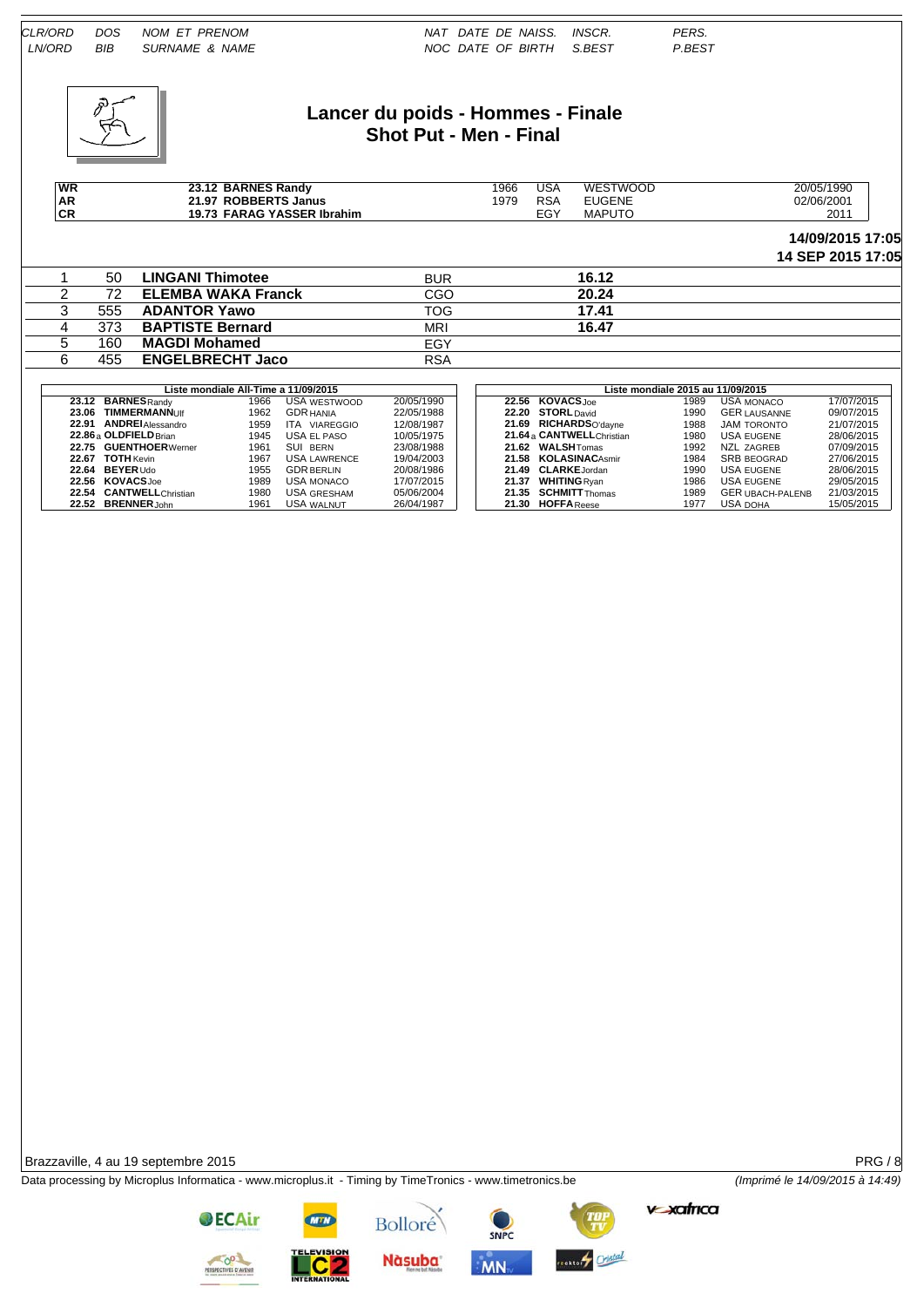| CLR/ORD | DOS | NOM ET PRENOM | NAT | DATE DE NAISS. | INSCR. | PERS. |
|---|---|---|---|---|---|---|
| LN/ORD | BIB | SURNAME & NAME | NOC | DATE OF BIRTH | S.BEST | P.BEST |

# Lancer du poids - Hommes - Finale
## Shot Put - Men - Final

| | | | | | |
|---|---|---|---|---|---|
| WR | 23.12 BARNES Randy | 1966 | USA | WESTWOOD | 20/05/1990 |
| AR | 21.97 ROBBERTS Janus | 1979 | RSA | EUGENE | 02/06/2001 |
| CR | 19.73 FARAG YASSER Ibrahim | | EGY | MAPUTO | 2011 |

**14/09/2015 17:05**
**14 SEP 2015 17:05**

| | | | | |
|---|---|---|---|---|
| 1 | 50 | **LINGANI Thimotee** | BUR | **16.12** |
| 2 | 72 | **ELEMBA WAKA Franck** | CGO | **20.24** |
| 3 | 555 | **ADANTOR Yawo** | TOG | **17.41** |
| 4 | 373 | **BAPTISTE Bernard** | MRI | **16.47** |
| 5 | 160 | **MAGDI Mohamed** | EGY | |
| 6 | 455 | **ENGELBRECHT Jaco** | RSA | |

**Liste mondiale All-Time a 11/09/2015**

| Perf | Name | Year | NAT | Venue | Date |
|---|---|---|---|---|---|
| 23.12 | **BARNES** Randy | 1966 | USA | WESTWOOD | 20/05/1990 |
| 23.06 | **TIMMERMANN** Ulf | 1962 | GDR | HANIA | 22/05/1988 |
| 22.91 | **ANDREI** Alessandro | 1959 | ITA | VIAREGGIO | 12/08/1987 |
| 22.86 a | **OLDFIELD** Brian | 1945 | USA | EL PASO | 10/05/1975 |
| 22.75 | **GUENTHOER** Werner | 1961 | SUI | BERN | 23/08/1988 |
| 22.67 | **TOTH** Kevin | 1967 | USA | LAWRENCE | 19/04/2003 |
| 22.64 | **BEYER** Udo | 1955 | GDR | BERLIN | 20/08/1986 |
| 22.56 | **KOVACS** Joe | 1989 | USA | MONACO | 17/07/2015 |
| 22.54 | **CANTWELL** Christian | 1980 | USA | GRESHAM | 05/06/2004 |
| 22.52 | **BRENNER** John | 1961 | USA | WALNUT | 26/04/1987 |

**Liste mondiale 2015 au 11/09/2015**

| Perf | Name | Year | NAT | Venue | Date |
|---|---|---|---|---|---|
| 22.56 | **KOVACS** Joe | 1989 | USA | MONACO | 17/07/2015 |
| 22.20 | **STORL** David | 1990 | GER | LAUSANNE | 09/07/2015 |
| 21.69 | **RICHARDS** O'dayne | 1988 | JAM | TORONTO | 21/07/2015 |
| 21.64 a | **CANTWELL** Christian | 1980 | USA | EUGENE | 28/06/2015 |
| 21.62 | **WALSH** Tomas | 1992 | NZL | ZAGREB | 07/09/2015 |
| 21.58 | **KOLASINAC** Asmir | 1984 | SRB | BEOGRAD | 27/06/2015 |
| 21.49 | **CLARKE** Jordan | 1990 | USA | EUGENE | 28/06/2015 |
| 21.37 | **WHITING** Ryan | 1986 | USA | EUGENE | 29/05/2015 |
| 21.35 | **SCHMITT** Thomas | 1989 | GER | UBACH-PALENB | 21/03/2015 |
| 21.30 | **HOFFA** Reese | 1977 | USA | DOHA | 15/05/2015 |

Brazzaville, 4 au 19 septembre 2015

Data processing by Microplus Informatica - www.microplus.it - Timing by TimeTronics - www.timetronics.be *(Imprimé le 14/09/2015 à 14:49)*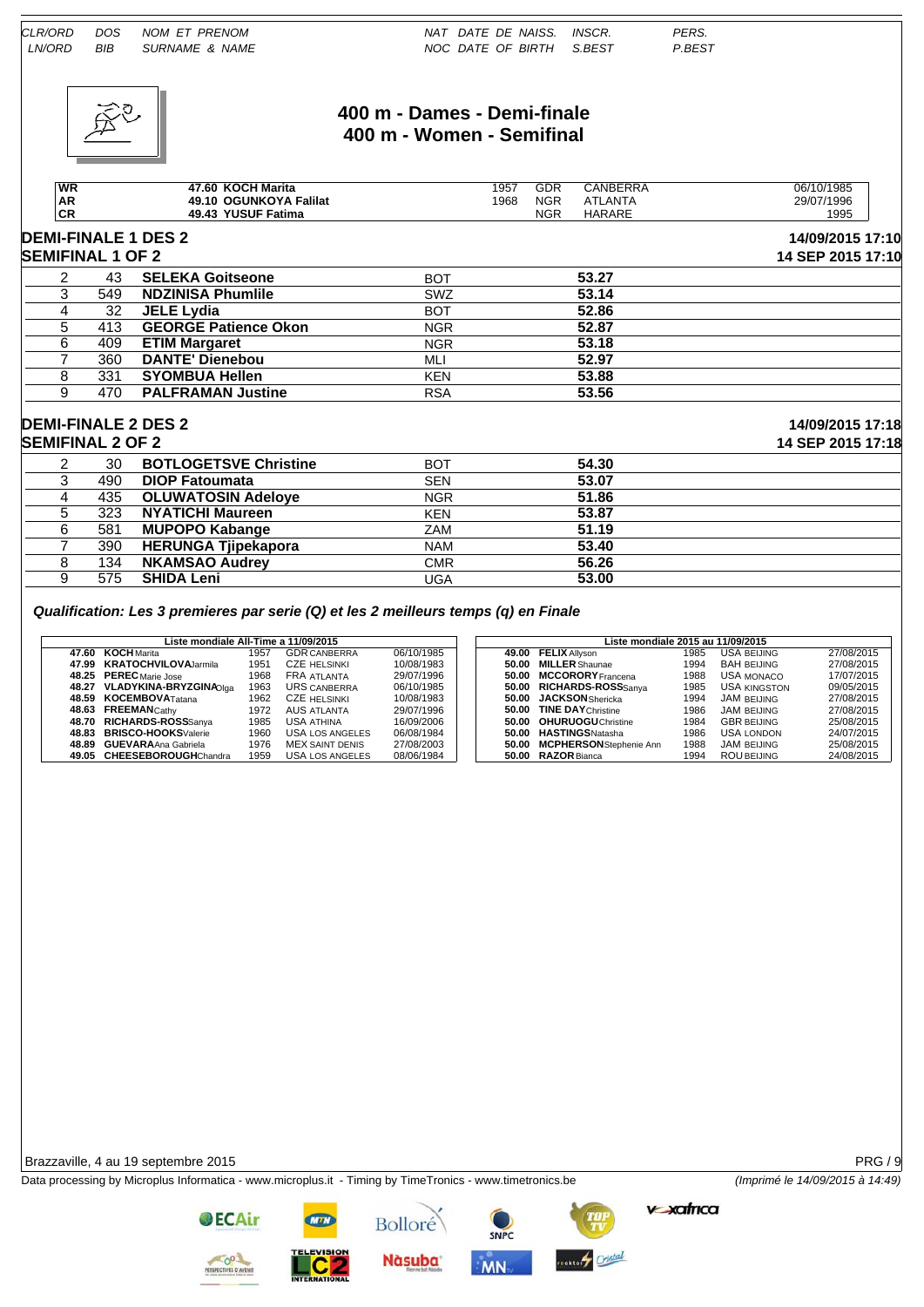| CLR/ORD | DOS | NOM ET PRENOM | NAT | DATE DE NAISS. | INSCR. | PERS. |
|---|---|---|---|---|---|---|
| LN/ORD | BIB | SURNAME & NAME | NOC | DATE OF BIRTH | S.BEST | P.BEST |

# 400 m - Dames - Demi-finale
# 400 m - Women - Semifinal

| | | | | | | |
|---|---|---|---|---|---|---|
| WR | 47.60 KOCH Marita | 1957 | GDR | CANBERRA | 06/10/1985 |
| AR | 49.10 OGUNKOYA Falilat | 1968 | NGR | ATLANTA | 29/07/1996 |
| CR | 49.43 YUSUF Fatima | | NGR | HARARE | 1995 |

## DEMI-FINALE 1 DES 2 — 14/09/2015 17:10
## SEMIFINAL 1 OF 2 — 14 SEP 2015 17:10

| Lane | Bib | Name | NAT | Result |
|---|---|---|---|---|
| 2 | 43 | SELEKA Goitseone | BOT | 53.27 |
| 3 | 549 | NDZINISA Phumlile | SWZ | 53.14 |
| 4 | 32 | JELE Lydia | BOT | 52.86 |
| 5 | 413 | GEORGE Patience Okon | NGR | 52.87 |
| 6 | 409 | ETIM Margaret | NGR | 53.18 |
| 7 | 360 | DANTE' Dienebou | MLI | 52.97 |
| 8 | 331 | SYOMBUA Hellen | KEN | 53.88 |
| 9 | 470 | PALFRAMAN Justine | RSA | 53.56 |

## DEMI-FINALE 2 DES 2 — 14/09/2015 17:18
## SEMIFINAL 2 OF 2 — 14 SEP 2015 17:18

| Lane | Bib | Name | NAT | Result |
|---|---|---|---|---|
| 2 | 30 | BOTLOGETSVE Christine | BOT | 54.30 |
| 3 | 490 | DIOP Fatoumata | SEN | 53.07 |
| 4 | 435 | OLUWATOSIN Adeloye | NGR | 51.86 |
| 5 | 323 | NYATICHI Maureen | KEN | 53.87 |
| 6 | 581 | MUPOPO Kabange | ZAM | 51.19 |
| 7 | 390 | HERUNGA Tjipekapora | NAM | 53.40 |
| 8 | 134 | NKAMSAO Audrey | CMR | 56.26 |
| 9 | 575 | SHIDA Leni | UGA | 53.00 |

*Qualification: Les 3 premieres par serie (Q) et les 2 meilleurs temps (q) en Finale*

**Liste mondiale All-Time a 11/09/2015**

| | | | | |
|---|---|---|---|---|
| 47.60 | KOCH Marita | 1957 | GDR CANBERRA | 06/10/1985 |
| 47.99 | KRATOCHVILOVA Jarmila | 1951 | CZE HELSINKI | 10/08/1983 |
| 48.25 | PEREC Marie Jose | 1968 | FRA ATLANTA | 29/07/1996 |
| 48.27 | VLADYKINA-BRYZGINA Olga | 1963 | URS CANBERRA | 06/10/1985 |
| 48.59 | KOCEMBOVA Tatana | 1962 | CZE HELSINKI | 10/08/1983 |
| 48.63 | FREEMAN Cathy | 1972 | AUS ATLANTA | 29/07/1996 |
| 48.70 | RICHARDS-ROSS Sanya | 1985 | USA ATHINA | 16/09/2006 |
| 48.83 | BRISCO-HOOKS Valerie | 1960 | USA LOS ANGELES | 06/08/1984 |
| 48.89 | GUEVARA Ana Gabriela | 1976 | MEX SAINT DENIS | 27/08/2003 |
| 49.05 | CHEESEBOROUGH Chandra | 1959 | USA LOS ANGELES | 08/06/1984 |

**Liste mondiale 2015 au 11/09/2015**

| | | | | |
|---|---|---|---|---|
| 49.00 | FELIX Allyson | 1985 | USA BEIJING | 27/08/2015 |
| 50.00 | MILLER Shaunae | 1994 | BAH BEIJING | 27/08/2015 |
| 50.00 | MCCORORY Francena | 1988 | USA MONACO | 17/07/2015 |
| 50.00 | RICHARDS-ROSS Sanya | 1985 | USA KINGSTON | 09/05/2015 |
| 50.00 | JACKSON Shericka | 1994 | JAM BEIJING | 27/08/2015 |
| 50.00 | TINE DAY Christine | 1986 | JAM BEIJING | 27/08/2015 |
| 50.00 | OHURUOGU Christine | 1984 | GBR BEIJING | 25/08/2015 |
| 50.00 | HASTINGS Natasha | 1986 | USA LONDON | 24/07/2015 |
| 50.00 | MCPHERSON Stephenie Ann | 1988 | JAM BEIJING | 25/08/2015 |
| 50.00 | RAZOR Bianca | 1994 | ROU BEIJING | 24/08/2015 |

Brazzaville, 4 au 19 septembre 2015

Data processing by Microplus Informatica - www.microplus.it - Timing by TimeTronics - www.timetronics.be

*(Imprimé le 14/09/2015 à 14:49)*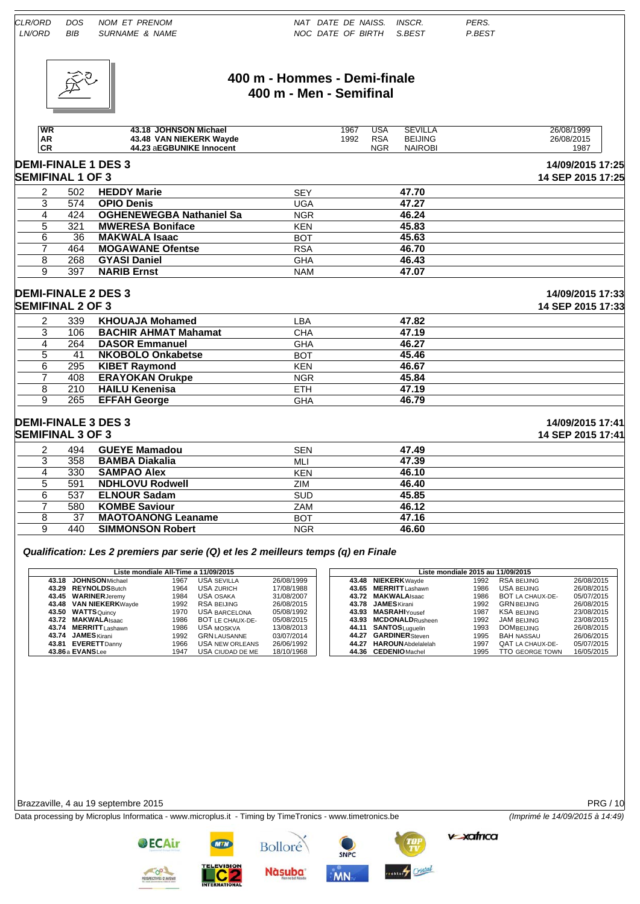| CLR/ORD | DOS | NOM ET PRENOM | NAT | DATE DE NAISS. | INSCR. | PERS. |
|---|---|---|---|---|---|---|
| LN/ORD | BIB | SURNAME & NAME | NOC | DATE OF BIRTH | S.BEST | P.BEST |

# 400 m - Hommes - Demi-finale
# 400 m - Men - Semifinal

| | | | | | | |
|---|---|---|---|---|---|---|
| WR | 43.18 JOHNSON Michael | 1967 | USA | SEVILLA | | 26/08/1999 |
| AR | 43.48 VAN NIEKERK Wayde | 1992 | RSA | BEIJING | | 26/08/2015 |
| CR | 44.23 aEGBUNIKE Innocent | | NGR | NAIROBI | | 1987 |

## DEMI-FINALE 1 DES 3 — 14/09/2015 17:25
## SEMIFINAL 1 OF 3 — 14 SEP 2015 17:25

| | | | | |
|---|---|---|---|---|
| 2 | 502 | **HEDDY Marie** | SEY | **47.70** |
| 3 | 574 | **OPIO Denis** | UGA | **47.27** |
| 4 | 424 | **OGHENEWEGBA Nathaniel Sa** | NGR | **46.24** |
| 5 | 321 | **MWERESA Boniface** | KEN | **45.83** |
| 6 | 36 | **MAKWALA Isaac** | BOT | **45.63** |
| 7 | 464 | **MOGAWANE Ofentse** | RSA | **46.70** |
| 8 | 268 | **GYASI Daniel** | GHA | **46.43** |
| 9 | 397 | **NARIB Ernst** | NAM | **47.07** |

## DEMI-FINALE 2 DES 3 — 14/09/2015 17:33
## SEMIFINAL 2 OF 3 — 14 SEP 2015 17:33

| | | | | |
|---|---|---|---|---|
| 2 | 339 | **KHOUAJA Mohamed** | LBA | **47.82** |
| 3 | 106 | **BACHIR AHMAT Mahamat** | CHA | **47.19** |
| 4 | 264 | **DASOR Emmanuel** | GHA | **46.27** |
| 5 | 41 | **NKOBOLO Onkabetse** | BOT | **45.46** |
| 6 | 295 | **KIBET Raymond** | KEN | **46.67** |
| 7 | 408 | **ERAYOKAN Orukpe** | NGR | **45.84** |
| 8 | 210 | **HAILU Kenenisa** | ETH | **47.19** |
| 9 | 265 | **EFFAH George** | GHA | **46.79** |

## DEMI-FINALE 3 DES 3 — 14/09/2015 17:41
## SEMIFINAL 3 OF 3 — 14 SEP 2015 17:41

| | | | | |
|---|---|---|---|---|
| 2 | 494 | **GUEYE Mamadou** | SEN | **47.49** |
| 3 | 358 | **BAMBA Diakalia** | MLI | **47.39** |
| 4 | 330 | **SAMPAO Alex** | KEN | **46.10** |
| 5 | 591 | **NDHLOVU Rodwell** | ZIM | **46.40** |
| 6 | 537 | **ELNOUR Sadam** | SUD | **45.85** |
| 7 | 580 | **KOMBE Saviour** | ZAM | **46.12** |
| 8 | 37 | **MAOTOANONG Leaname** | BOT | **47.16** |
| 9 | 440 | **SIMMONSON Robert** | NGR | **46.60** |

***Qualification: Les 2 premiers par serie (Q) et les 2 meilleurs temps (q) en Finale***

| Liste mondiale All-Time a 11/09/2015 | | | | | |
|---|---|---|---|---|---|
| 43.18 | **JOHNSON** Michael | 1967 | USA | SEVILLA | 26/08/1999 |
| 43.29 | **REYNOLDS** Butch | 1964 | USA | ZURICH | 17/08/1988 |
| 43.45 | **WARINER** Jeremy | 1984 | USA | OSAKA | 31/08/2007 |
| 43.48 | **VAN NIEKERK** Wayde | 1992 | RSA | BEIJING | 26/08/2015 |
| 43.50 | **WATTS** Quincy | 1970 | USA | BARCELONA | 05/08/1992 |
| 43.72 | **MAKWALA** Isaac | 1986 | BOT | LE CHAUX-DE- | 05/08/2015 |
| 43.74 | **MERRITT** Lashawn | 1986 | USA | MOSKVA | 13/08/2013 |
| 43.74 | **JAMES** Kirani | 1992 | GRN | LAUSANNE | 03/07/2014 |
| 43.81 | **EVERETT** Danny | 1966 | USA | NEW ORLEANS | 26/06/1992 |
| 43.86 a | **EVANS** Lee | 1947 | USA | CIUDAD DE ME | 18/10/1968 |

| Liste mondiale 2015 au 11/09/2015 | | | | | |
|---|---|---|---|---|---|
| 43.48 | **NIEKERK** Wayde | 1992 | RSA | BEIJING | 26/08/2015 |
| 43.65 | **MERRITT** Lashawn | 1986 | USA | BEIJING | 26/08/2015 |
| 43.72 | **MAKWALA** Isaac | 1986 | BOT | LA CHAUX-DE- | 05/07/2015 |
| 43.78 | **JAMES** Kirani | 1992 | GRN | BEIJING | 26/08/2015 |
| 43.93 | **MASRAHI** Yousef | 1987 | KSA | BEIJING | 23/08/2015 |
| 43.93 | **MCDONALD** Rusheen | 1992 | JAM | BEIJING | 23/08/2015 |
| 44.11 | **SANTOS** Luguelin | 1993 | DOM | BEIJING | 26/08/2015 |
| 44.27 | **GARDINER** Steven | 1995 | BAH | NASSAU | 26/06/2015 |
| 44.27 | **HAROUN** Abdelalelah | 1997 | QAT | LA CHAUX-DE- | 05/07/2015 |
| 44.36 | **CEDENIO** Machel | 1995 | TTO | GEORGE TOWN | 16/05/2015 |

Brazzaville, 4 au 19 septembre 2015

Data processing by Microplus Informatica - www.microplus.it - Timing by TimeTronics - www.timetronics.be

*(Imprimé le 14/09/2015 à 14:49)*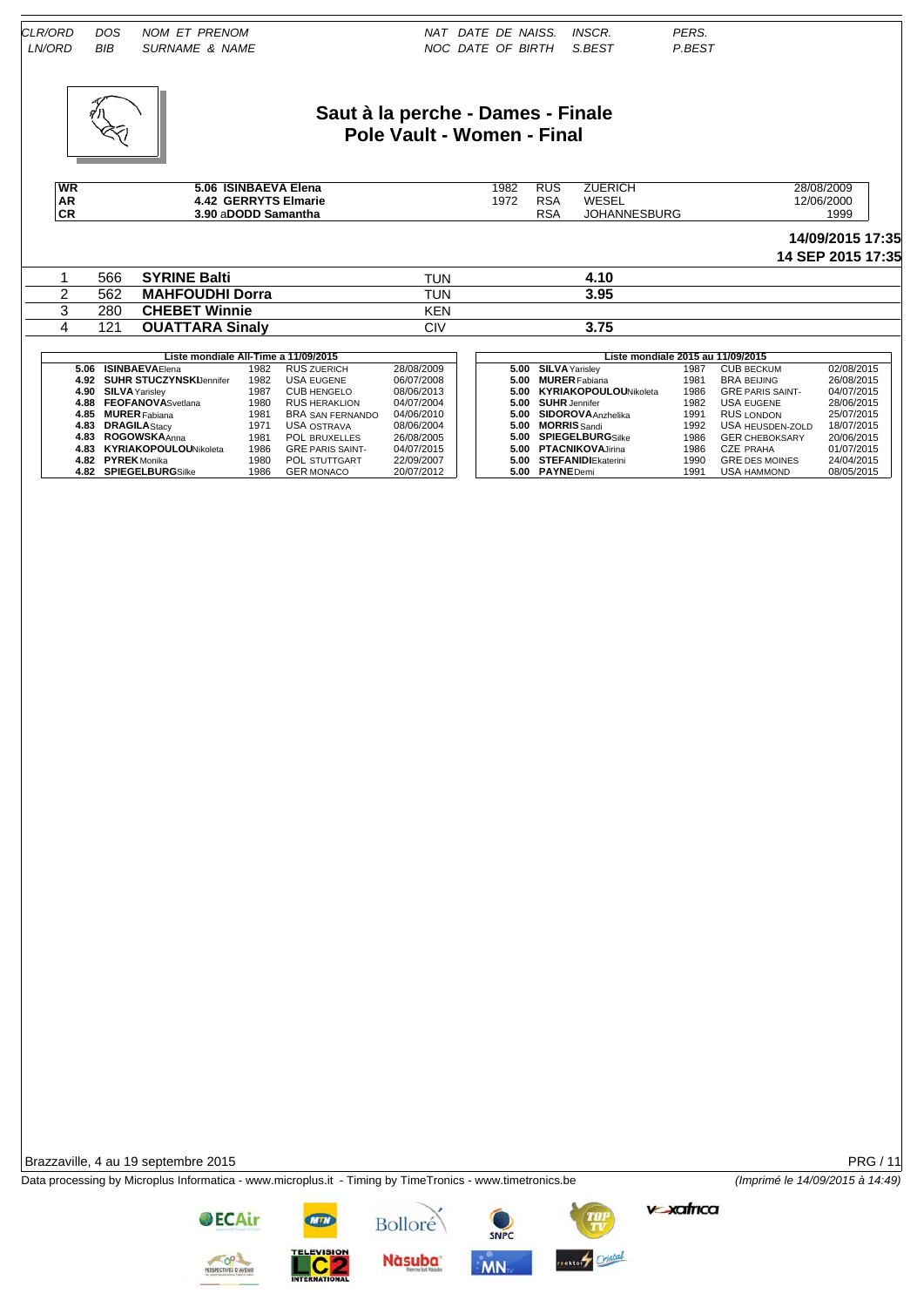| CLR/ORD | DOS | NOM ET PRENOM | NAT | DATE DE NAISS. | INSCR. | PERS. |
|---|---|---|---|---|---|---|
| LN/ORD | BIB | SURNAME & NAME | NOC | DATE OF BIRTH | S.BEST | P.BEST |

# Saut à la perche - Dames - Finale
## Pole Vault - Women - Final

| | | | | | |
|---|---|---|---|---|---|
| WR | 5.06 ISINBAEVA Elena | 1982 | RUS | ZUERICH | 28/08/2009 |
| AR | 4.42 GERRYTS Elmarie | 1972 | RSA | WESEL | 12/06/2000 |
| CR | 3.90 aDODD Samantha | | RSA | JOHANNESBURG | 1999 |

**14/09/2015 17:35**
**14 SEP 2015 17:35**

| | | | | |
|---|---|---|---|---|
| 1 | 566 | **SYRINE Balti** | TUN | **4.10** |
| 2 | 562 | **MAHFOUDHI Dorra** | TUN | **3.95** |
| 3 | 280 | **CHEBET Winnie** | KEN | |
| 4 | 121 | **OUATTARA Sinaly** | CIV | **3.75** |

| Liste mondiale All-Time a 11/09/2015 | | | | | |
|---|---|---|---|---|---|
| 5.06 | **ISINBAEVA** Elena | 1982 | RUS | ZUERICH | 28/08/2009 |
| 4.92 | **SUHR STUCZYNSKI** Jennifer | 1982 | USA | EUGENE | 06/07/2008 |
| 4.90 | **SILVA** Yarisley | 1987 | CUB | HENGELO | 08/06/2013 |
| 4.88 | **FEOFANOVA** Svetlana | 1980 | RUS | HERAKLION | 04/07/2004 |
| 4.85 | **MURER** Fabiana | 1981 | BRA | SAN FERNANDO | 04/06/2010 |
| 4.83 | **DRAGILA** Stacy | 1971 | USA | OSTRAVA | 08/06/2004 |
| 4.83 | **ROGOWSKA** Anna | 1981 | POL | BRUXELLES | 26/08/2005 |
| 4.83 | **KYRIAKOPOULOU** Nikoleta | 1986 | GRE | PARIS SAINT- | 04/07/2015 |
| 4.82 | **PYREK** Monika | 1980 | POL | STUTTGART | 22/09/2007 |
| 4.82 | **SPIEGELBURG** Silke | 1986 | GER | MONACO | 20/07/2012 |

| Liste mondiale 2015 au 11/09/2015 | | | | | |
|---|---|---|---|---|---|
| 5.00 | **SILVA** Yarisley | 1987 | CUB | BECKUM | 02/08/2015 |
| 5.00 | **MURER** Fabiana | 1981 | BRA | BEIJING | 26/08/2015 |
| 5.00 | **KYRIAKOPOULOU** Nikoleta | 1986 | GRE | PARIS SAINT- | 04/07/2015 |
| 5.00 | **SUHR** Jennifer | 1982 | USA | EUGENE | 28/06/2015 |
| 5.00 | **SIDOROVA** Anzhelika | 1991 | RUS | LONDON | 25/07/2015 |
| 5.00 | **MORRIS** Sandi | 1992 | USA | HEUSDEN-ZOLD | 18/07/2015 |
| 5.00 | **SPIEGELBURG** Silke | 1986 | GER | CHEBOKSARY | 20/06/2015 |
| 5.00 | **PTACNIKOVA** Jirina | 1986 | CZE | PRAHA | 01/07/2015 |
| 5.00 | **STEFANIDI** Ekaterini | 1990 | GRE | DES MOINES | 24/04/2015 |
| 5.00 | **PAYNE** Demi | 1991 | USA | HAMMOND | 08/05/2015 |

Brazzaville, 4 au 19 septembre 2015

Data processing by Microplus Informatica - www.microplus.it - Timing by TimeTronics - www.timetronics.be

*(Imprimé le 14/09/2015 à 14:49)*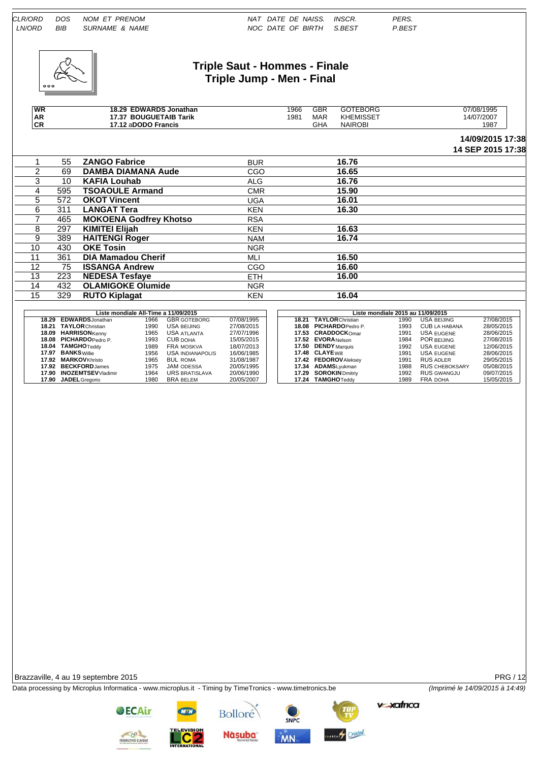| CLR/ORD | DOS | NOM ET PRENOM | NAT | DATE DE NAISS. | INSCR. | PERS. |
|---|---|---|---|---|---|---|
| LN/ORD | BIB | SURNAME & NAME | NOC | DATE OF BIRTH | S.BEST | P.BEST |

# Triple Saut - Hommes - Finale
# Triple Jump - Men - Final

| | | | | | | |
|---|---|---|---|---|---|---|
| **WR** | **18.29 EDWARDS Jonathan** | 1966 | GBR | GOTEBORG | | 07/08/1995 |
| **AR** | **17.37 BOUGUETAIB Tarik** | 1981 | MAR | KHEMISSET | | 14/07/2007 |
| **CR** | **17.12 aDODO Francis** | | GHA | NAIROBI | | 1987 |

**14/09/2015 17:38**
**14 SEP 2015 17:38**

| CLR/ORD | DOS | NOM ET PRENOM | NAT | S.BEST |
|---|---|---|---|---|
| 1 | 55 | **ZANGO Fabrice** | BUR | **16.76** |
| 2 | 69 | **DAMBA DIAMANA Aude** | CGO | **16.65** |
| 3 | 10 | **KAFIA Louhab** | ALG | **16.76** |
| 4 | 595 | **TSOAOULE Armand** | CMR | **15.90** |
| 5 | 572 | **OKOT Vincent** | UGA | **16.01** |
| 6 | 311 | **LANGAT Tera** | KEN | **16.30** |
| 7 | 465 | **MOKOENA Godfrey Khotso** | RSA | |
| 8 | 297 | **KIMITEI Elijah** | KEN | **16.63** |
| 9 | 389 | **HAITENGI Roger** | NAM | **16.74** |
| 10 | 430 | **OKE Tosin** | NGR | |
| 11 | 361 | **DIA Mamadou Cherif** | MLI | **16.50** |
| 12 | 75 | **ISSANGA Andrew** | CGO | **16.60** |
| 13 | 223 | **NEDESA Tesfaye** | ETH | **16.00** |
| 14 | 432 | **OLAMIGOKE Olumide** | NGR | |
| 15 | 329 | **RUTO Kiplagat** | KEN | **16.04** |

| Liste mondiale All-Time a 11/09/2015 | | | | |
|---|---|---|---|---|
| **18.29** | **EDWARDS** Jonathan | 1966 | GBR GOTEBORG | 07/08/1995 |
| **18.21** | **TAYLOR** Christian | 1990 | USA BEIJING | 27/08/2015 |
| **18.09** | **HARRISON** Kenny | 1965 | USA ATLANTA | 27/07/1996 |
| **18.08** | **PICHARDO** Pedro P. | 1993 | CUB DOHA | 15/05/2015 |
| **18.04** | **TAMGHO** Teddy | 1989 | FRA MOSKVA | 18/07/2013 |
| **17.97** | **BANKS** Willie | 1956 | USA INDIANAPOLIS | 16/06/1985 |
| **17.92** | **MARKOV** Khristo | 1965 | BUL ROMA | 31/08/1987 |
| **17.92** | **BECKFORD** James | 1975 | JAM ODESSA | 20/05/1995 |
| **17.90** | **INOZEMTSEV** Vladimir | 1964 | URS BRATISLAVA | 20/06/1990 |
| **17.90** | **JADEL** Gregorio | 1980 | BRA BELEM | 20/05/2007 |

| Liste mondiale 2015 au 11/09/2015 | | | | |
|---|---|---|---|---|
| **18.21** | **TAYLOR** Christian | 1990 | USA BEIJING | 27/08/2015 |
| **18.08** | **PICHARDO** Pedro P. | 1993 | CUB LA HABANA | 28/05/2015 |
| **17.53** | **CRADDOCK** Omar | 1991 | USA EUGENE | 28/06/2015 |
| **17.52** | **EVORA** Nelson | 1984 | POR BEIJING | 27/08/2015 |
| **17.50** | **DENDY** Marquis | 1992 | USA EUGENE | 12/06/2015 |
| **17.48** | **CLAYE** Will | 1991 | USA EUGENE | 28/06/2015 |
| **17.42** | **FEDOROV** Aleksey | 1991 | RUS ADLER | 29/05/2015 |
| **17.34** | **ADAMS** Lyukman | 1988 | RUS CHEBOKSARY | 05/08/2015 |
| **17.29** | **SOROKIN** Dmitriy | 1992 | RUS GWANGJU | 09/07/2015 |
| **17.24** | **TAMGHO** Teddy | 1989 | FRA DOHA | 15/05/2015 |

Brazzaville, 4 au 19 septembre 2015

Data processing by Microplus Informatica - www.microplus.it - Timing by TimeTronics - www.timetronics.be

*(Imprimé le 14/09/2015 à 14:49)*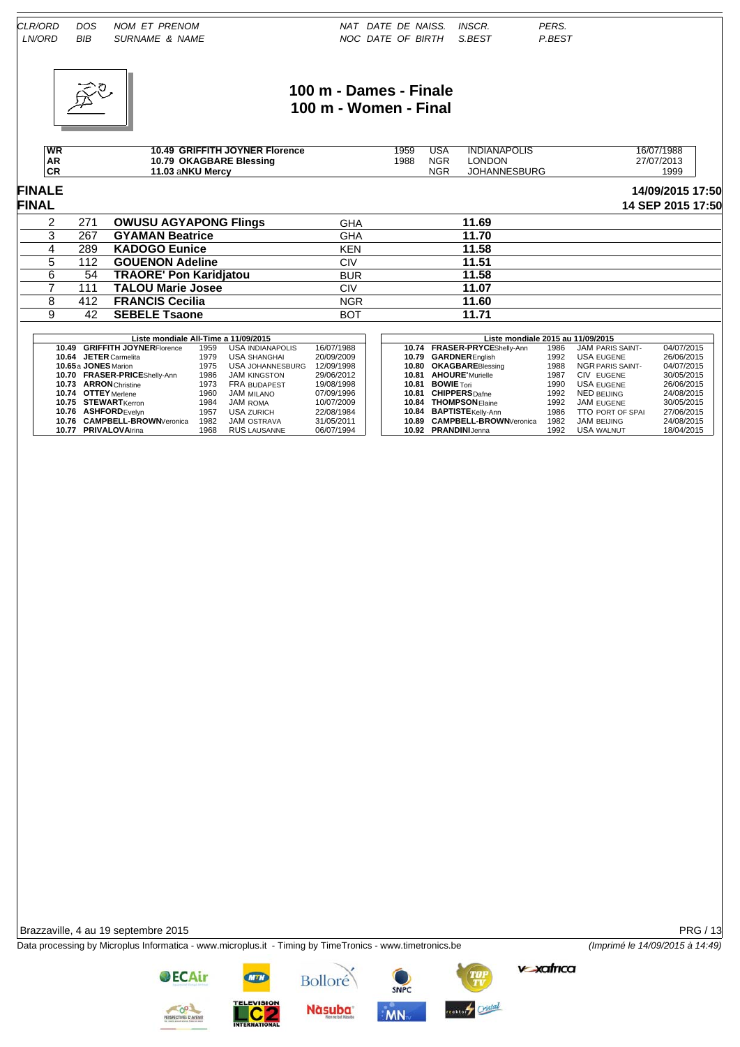CLR/ORD DOS NOM ET PRENOM NAT DATE DE NAISS. INSCR. PERS.
LN/ORD BIB SURNAME & NAME NOC DATE OF BIRTH S.BEST P.BEST

# 100 m - Dames - Finale
# 100 m - Women - Final

| | | | | | |
|---|---|---|---|---|---|
| WR | 10.49 GRIFFITH JOYNER Florence | 1959 | USA | INDIANAPOLIS | 16/07/1988 |
| AR | 10.79 OKAGBARE Blessing | 1988 | NGR | LONDON | 27/07/2013 |
| CR | 11.03 aNKU Mercy | | NGR | JOHANNESBURG | 1999 |

**FINALE** 14/09/2015 17:50
**FINAL** 14 SEP 2015 17:50

| CLR/ORD | DOS | NOM ET PRENOM | NAT | INSCR. | PERS. |
|---|---|---|---|---|---|
| 2 | 271 | **OWUSU AGYAPONG Flings** | GHA | **11.69** | |
| 3 | 267 | **GYAMAN Beatrice** | GHA | **11.70** | |
| 4 | 289 | **KADOGO Eunice** | KEN | **11.58** | |
| 5 | 112 | **GOUENON Adeline** | CIV | **11.51** | |
| 6 | 54 | **TRAORE' Pon Karidjatou** | BUR | **11.58** | |
| 7 | 111 | **TALOU Marie Josee** | CIV | **11.07** | |
| 8 | 412 | **FRANCIS Cecilia** | NGR | **11.60** | |
| 9 | 42 | **SEBELE Tsaone** | BOT | **11.71** | |

**Liste mondiale All-Time a 11/09/2015**

| | | | | |
|---|---|---|---|---|
| 10.49 | GRIFFITH JOYNER Florence | 1959 | USA INDIANAPOLIS | 16/07/1988 |
| 10.64 | JETER Carmelita | 1979 | USA SHANGHAI | 20/09/2009 |
| 10.65 a | JONES Marion | 1975 | USA JOHANNESBURG | 12/09/1998 |
| 10.70 | FRASER-PRICE Shelly-Ann | 1986 | JAM KINGSTON | 29/06/2012 |
| 10.73 | ARRON Christine | 1973 | FRA BUDAPEST | 19/08/1998 |
| 10.74 | OTTEY Merlene | 1960 | JAM MILANO | 07/09/1996 |
| 10.75 | STEWART Kerron | 1984 | JAM ROMA | 10/07/2009 |
| 10.76 | ASHFORD Evelyn | 1957 | USA ZURICH | 22/08/1984 |
| 10.76 | CAMPBELL-BROWN Veronica | 1982 | JAM OSTRAVA | 31/05/2011 |
| 10.77 | PRIVALOVA Irina | 1968 | RUS LAUSANNE | 06/07/1994 |

**Liste mondiale 2015 au 11/09/2015**

| | | | | |
|---|---|---|---|---|
| 10.74 | FRASER-PRYCE Shelly-Ann | 1986 | JAM PARIS SAINT- | 04/07/2015 |
| 10.79 | GARDNER English | 1992 | USA EUGENE | 26/06/2015 |
| 10.80 | OKAGBARE Blessing | 1988 | NGR PARIS SAINT- | 04/07/2015 |
| 10.81 | AHOURE' Murielle | 1987 | CIV EUGENE | 30/05/2015 |
| 10.81 | BOWIE Tori | 1990 | USA EUGENE | 26/06/2015 |
| 10.81 | CHIPPERS Dafne | 1992 | NED BEIJING | 24/08/2015 |
| 10.84 | THOMPSON Elaine | 1992 | JAM EUGENE | 30/05/2015 |
| 10.84 | BAPTISTE Kelly-Ann | 1986 | TTO PORT OF SPAI | 27/06/2015 |
| 10.89 | CAMPBELL-BROWN Veronica | 1982 | JAM BEIJING | 24/08/2015 |
| 10.92 | PRANDINI Jenna | 1992 | USA WALNUT | 18/04/2015 |

Brazzaville, 4 au 19 septembre 2015

Data processing by Microplus Informatica - www.microplus.it - Timing by TimeTronics - www.timetronics.be *(Imprimé le 14/09/2015 à 14:49)*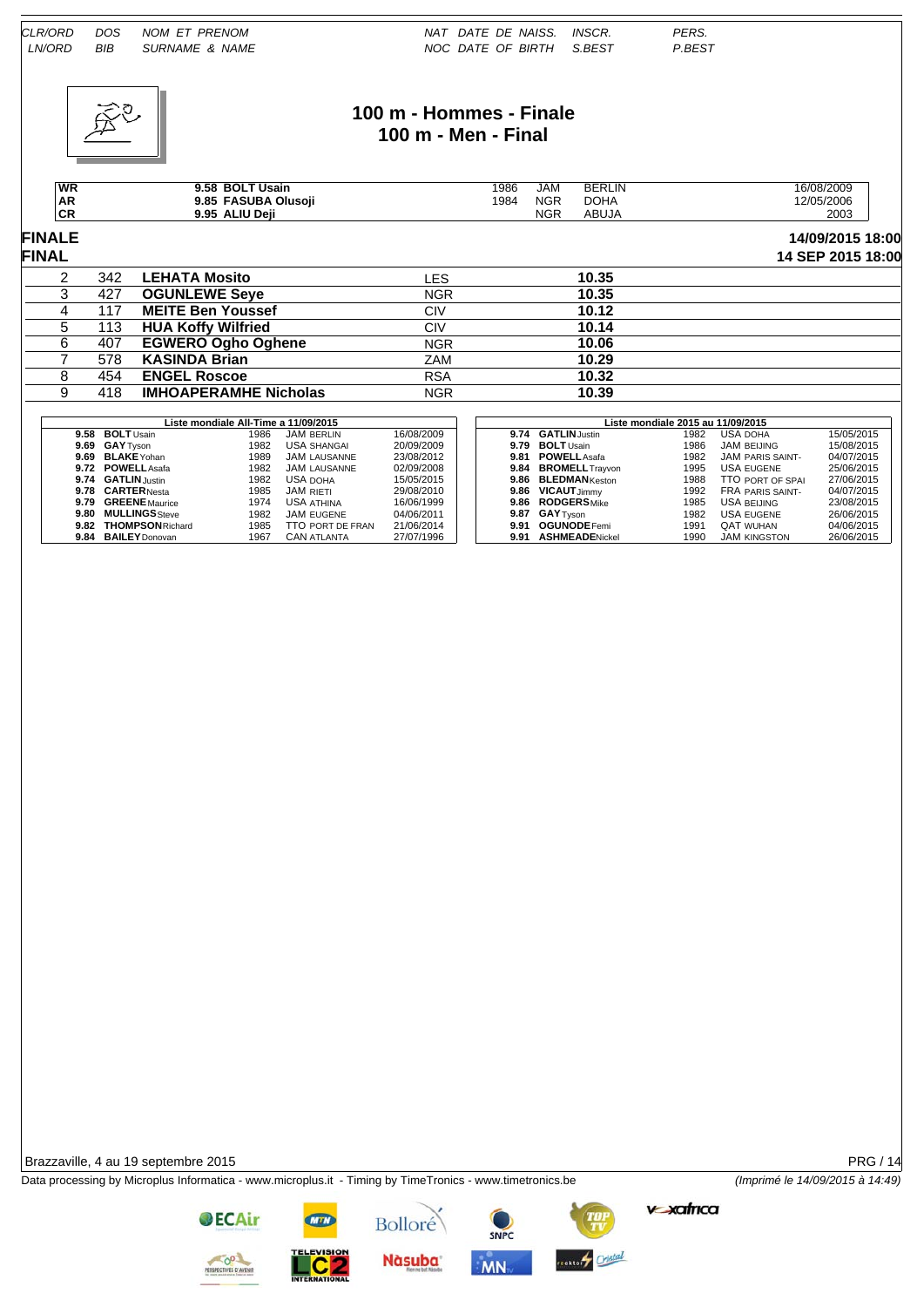| CLR/ORD | DOS | NOM ET PRENOM | NAT | DATE DE NAISS. | INSCR. | PERS. |
|---|---|---|---|---|---|---|
| LN/ORD | BIB | SURNAME & NAME | NOC | DATE OF BIRTH | S.BEST | P.BEST |

# 100 m - Hommes - Finale
# 100 m - Men - Final

| | | | | | |
|---|---|---|---|---|---|
| WR | 9.58 BOLT Usain | 1986 | JAM | BERLIN | 16/08/2009 |
| AR | 9.85 FASUBA Olusoji | 1984 | NGR | DOHA | 12/05/2006 |
| CR | 9.95 ALIU Deji | | NGR | ABUJA | 2003 |

## FINALE
## FINAL

14/09/2015 18:00
14 SEP 2015 18:00

| CLR | BIB | NAME | NAT | TIME |
|---|---|---|---|---|
| 2 | 342 | **LEHATA Mosito** | LES | **10.35** |
| 3 | 427 | **OGUNLEWE Seye** | NGR | **10.35** |
| 4 | 117 | **MEITE Ben Youssef** | CIV | **10.12** |
| 5 | 113 | **HUA Koffy Wilfried** | CIV | **10.14** |
| 6 | 407 | **EGWERO Ogho Oghene** | NGR | **10.06** |
| 7 | 578 | **KASINDA Brian** | ZAM | **10.29** |
| 8 | 454 | **ENGEL Roscoe** | RSA | **10.32** |
| 9 | 418 | **IMHOAPERAMHE Nicholas** | NGR | **10.39** |

**Liste mondiale All-Time a 11/09/2015**

| Perf | Name | Year | NAT | Place | Date |
|---|---|---|---|---|---|
| 9.58 | **BOLT** Usain | 1986 | JAM | BERLIN | 16/08/2009 |
| 9.69 | **GAY** Tyson | 1982 | USA | SHANGAI | 20/09/2009 |
| 9.69 | **BLAKE** Yohan | 1989 | JAM | LAUSANNE | 23/08/2012 |
| 9.72 | **POWELL** Asafa | 1982 | JAM | LAUSANNE | 02/09/2008 |
| 9.74 | **GATLIN** Justin | 1982 | USA | DOHA | 15/05/2015 |
| 9.78 | **CARTER** Nesta | 1985 | JAM | RIETI | 29/08/2010 |
| 9.79 | **GREENE** Maurice | 1974 | USA | ATHINA | 16/06/1999 |
| 9.80 | **MULLINGS** Steve | 1982 | JAM | EUGENE | 04/06/2011 |
| 9.82 | **THOMPSON** Richard | 1985 | TTO | PORT DE FRAN | 21/06/2014 |
| 9.84 | **BAILEY** Donovan | 1967 | CAN | ATLANTA | 27/07/1996 |

**Liste mondiale 2015 au 11/09/2015**

| Perf | Name | Year | NAT | Place | Date |
|---|---|---|---|---|---|
| 9.74 | **GATLIN** Justin | 1982 | USA | DOHA | 15/05/2015 |
| 9.79 | **BOLT** Usain | 1986 | JAM | BEIJING | 15/08/2015 |
| 9.81 | **POWELL** Asafa | 1982 | JAM | PARIS SAINT- | 04/07/2015 |
| 9.84 | **BROMELL** Trayvon | 1995 | USA | EUGENE | 25/06/2015 |
| 9.86 | **BLEDMAN** Keston | 1988 | TTO | PORT OF SPAI | 27/06/2015 |
| 9.86 | **VICAUT** Jimmy | 1992 | FRA | PARIS SAINT- | 04/07/2015 |
| 9.86 | **RODGERS** Mike | 1985 | USA | BEIJING | 23/08/2015 |
| 9.87 | **GAY** Tyson | 1982 | USA | EUGENE | 26/06/2015 |
| 9.91 | **OGUNODE** Femi | 1991 | QAT | WUHAN | 04/06/2015 |
| 9.91 | **ASHMEADE** Nickel | 1990 | JAM | KINGSTON | 26/06/2015 |

Brazzaville, 4 au 19 septembre 2015

Data processing by Microplus Informatica - www.microplus.it - Timing by TimeTronics - www.timetronics.be

*(Imprimé le 14/09/2015 à 14:49)*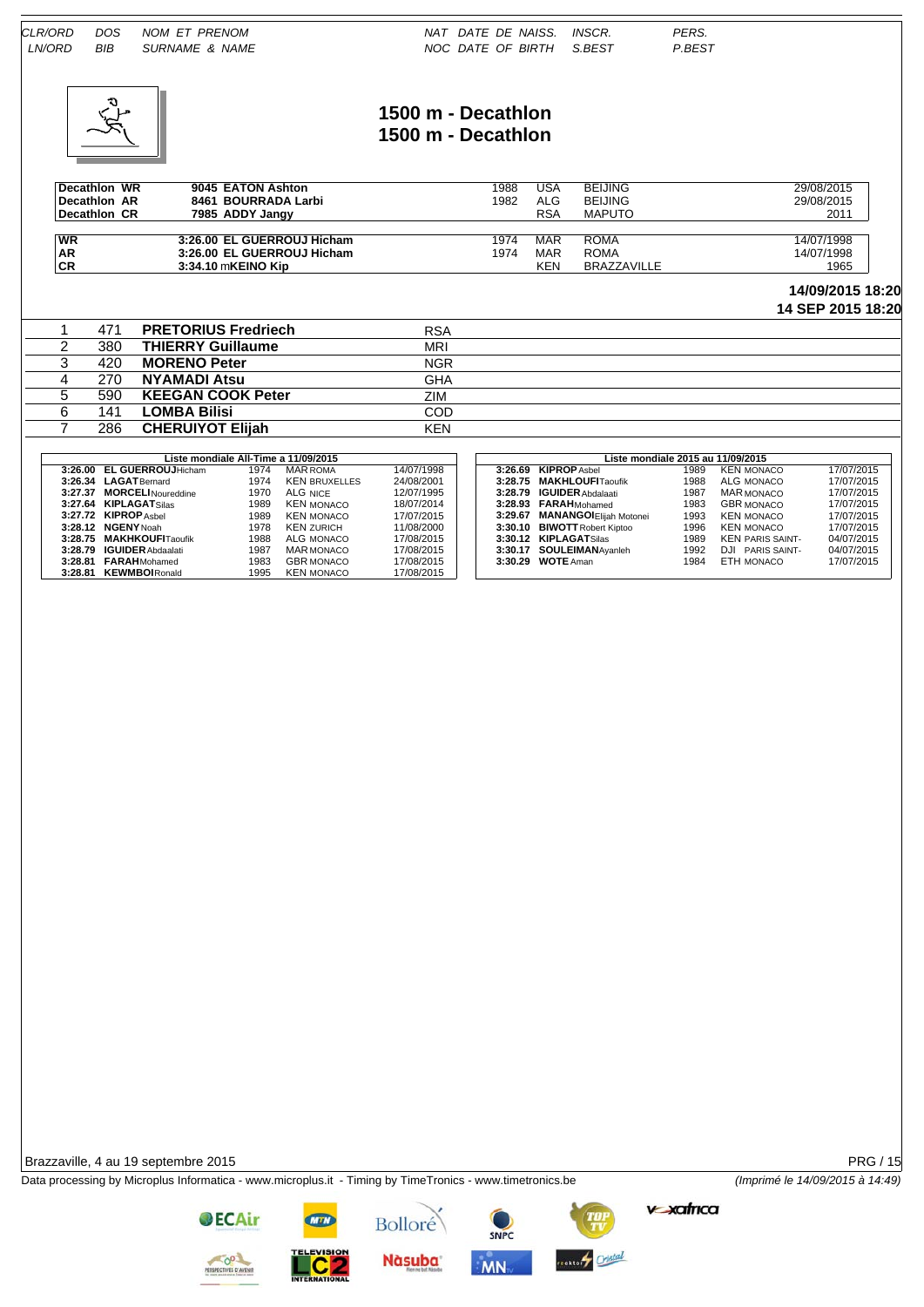| CLR/ORD | DOS | NOM ET PRENOM | NAT | DATE DE NAISS. | INSCR. | PERS. |
|---|---|---|---|---|---|---|
| LN/ORD | BIB | SURNAME & NAME | NOC | DATE OF BIRTH | S.BEST | P.BEST |

# 1500 m - Decathlon
# 1500 m - Decathlon

| | | | | | |
|---|---|---|---|---|---|
| **Decathlon WR** | **9045 EATON Ashton** | 1988 | USA | BEIJING | 29/08/2015 |
| **Decathlon AR** | **8461 BOURRADA Larbi** | 1982 | ALG | BEIJING | 29/08/2015 |
| **Decathlon CR** | **7985 ADDY Jangy** | | RSA | MAPUTO | 2011 |

| | | | | | |
|---|---|---|---|---|---|
| **WR** | **3:26.00 EL GUERROUJ Hicham** | 1974 | MAR | ROMA | 14/07/1998 |
| **AR** | **3:26.00 EL GUERROUJ Hicham** | 1974 | MAR | ROMA | 14/07/1998 |
| **CR** | **3:34.10 mKEINO Kip** | | KEN | BRAZZAVILLE | 1965 |

**14/09/2015 18:20**
**14 SEP 2015 18:20**

| CLR/ORD | DOS | NOM ET PRENOM | NAT |
|---|---|---|---|
| 1 | 471 | **PRETORIUS Fredriech** | RSA |
| 2 | 380 | **THIERRY Guillaume** | MRI |
| 3 | 420 | **MORENO Peter** | NGR |
| 4 | 270 | **NYAMADI Atsu** | GHA |
| 5 | 590 | **KEEGAN COOK Peter** | ZIM |
| 6 | 141 | **LOMBA Bilisi** | COD |
| 7 | 286 | **CHERUIYOT Elijah** | KEN |

**Liste mondiale All-Time a 11/09/2015**

| | | | | |
|---|---|---|---|---|
| **3:26.00** | **EL GUERROUJ** Hicham | 1974 | MAR ROMA | 14/07/1998 |
| **3:26.34** | **LAGAT** Bernard | 1974 | KEN BRUXELLES | 24/08/2001 |
| **3:27.37** | **MORCELI** Noureddine | 1970 | ALG NICE | 12/07/1995 |
| **3:27.64** | **KIPLAGAT** Silas | 1989 | KEN MONACO | 18/07/2014 |
| **3:27.72** | **KIPROP** Asbel | 1989 | KEN MONACO | 17/07/2015 |
| **3:28.12** | **NGENY** Noah | 1978 | KEN ZURICH | 11/08/2000 |
| **3:28.75** | **MAKHKOUFI** Taoufik | 1988 | ALG MONACO | 17/08/2015 |
| **3:28.79** | **IGUIDER** Abdaalati | 1987 | MAR MONACO | 17/08/2015 |
| **3:28.81** | **FARAH** Mohamed | 1983 | GBR MONACO | 17/08/2015 |
| **3:28.81** | **KEWMBOI** Ronald | 1995 | KEN MONACO | 17/08/2015 |

**Liste mondiale 2015 au 11/09/2015**

| | | | | |
|---|---|---|---|---|
| **3:26.69** | **KIPROP** Asbel | 1989 | KEN MONACO | 17/07/2015 |
| **3:28.75** | **MAKHLOUFI** Taoufik | 1988 | ALG MONACO | 17/07/2015 |
| **3:28.79** | **IGUIDER** Abdalaati | 1987 | MAR MONACO | 17/07/2015 |
| **3:28.93** | **FARAH** Mohamed | 1983 | GBR MONACO | 17/07/2015 |
| **3:29.67** | **MANANGOI** Elijah Motonei | 1993 | KEN MONACO | 17/07/2015 |
| **3:30.10** | **BIWOTT** Robert Kiptoo | 1996 | KEN MONACO | 17/07/2015 |
| **3:30.12** | **KIPLAGAT** Silas | 1989 | KEN PARIS SAINT- | 04/07/2015 |
| **3:30.17** | **SOULEIMAN** Ayanleh | 1992 | DJI PARIS SAINT- | 04/07/2015 |
| **3:30.29** | **WOTE** Aman | 1984 | ETH MONACO | 17/07/2015 |

Brazzaville, 4 au 19 septembre 2015

Data processing by Microplus Informatica - www.microplus.it - Timing by TimeTronics - www.timetronics.be

*(Imprimé le 14/09/2015 à 14:49)*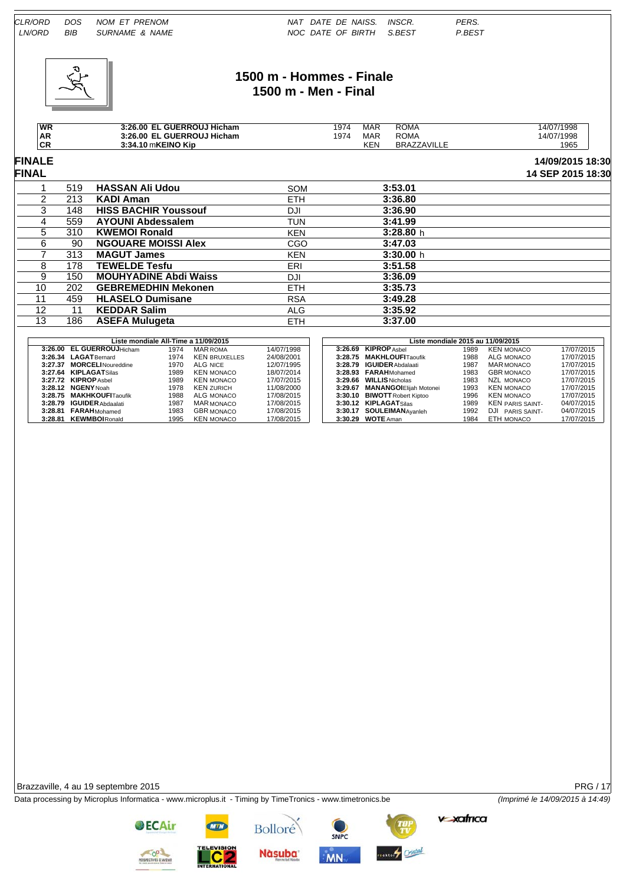# 1500 m - Hommes - Finale
# 1500 m - Men - Final

| | | | | | |
|---|---|---|---|---|---|
| WR | 3:26.00 EL GUERROUJ Hicham | 1974 | MAR | ROMA | 14/07/1998 |
| AR | 3:26.00 EL GUERROUJ Hicham | 1974 | MAR | ROMA | 14/07/1998 |
| CR | 3:34.10 mKEINO Kip | | KEN | BRAZZAVILLE | 1965 |

**FINALE** — 14/09/2015 18:30
**FINAL** — 14 SEP 2015 18:30

| CLR/ORD LN/ORD | DOS BIB | NOM ET PRENOM SURNAME & NAME | NAT NOC | DATE DE NAISS. DATE OF BIRTH | INSCR. S.BEST | PERS. P.BEST |
|---|---|---|---|---|---|---|
| 1 | 519 | **HASSAN Ali Udou** | SOM | | **3:53.01** | |
| 2 | 213 | **KADI Aman** | ETH | | **3:36.80** | |
| 3 | 148 | **HISS BACHIR Youssouf** | DJI | | **3:36.90** | |
| 4 | 559 | **AYOUNI Abdessalem** | TUN | | **3:41.99** | |
| 5 | 310 | **KWEMOI Ronald** | KEN | | **3:28.80** h | |
| 6 | 90 | **NGOUARE MOISSI Alex** | CGO | | **3:47.03** | |
| 7 | 313 | **MAGUT James** | KEN | | **3:30.00** h | |
| 8 | 178 | **TEWELDE Tesfu** | ERI | | **3:51.58** | |
| 9 | 150 | **MOUHYADINE Abdi Waiss** | DJI | | **3:36.09** | |
| 10 | 202 | **GEBREMEDHIN Mekonen** | ETH | | **3:35.73** | |
| 11 | 459 | **HLASELO Dumisane** | RSA | | **3:49.28** | |
| 12 | 11 | **KEDDAR Salim** | ALG | | **3:35.92** | |
| 13 | 186 | **ASEFA Mulugeta** | ETH | | **3:37.00** | |

**Liste mondiale All-Time a 11/09/2015**

| Perf | Name | Born | NAT | Place | Date |
|---|---|---|---|---|---|
| **3:26.00** | **EL GUERROUJ** Hicham | 1974 | MAR | ROMA | 14/07/1998 |
| **3:26.34** | **LAGAT** Bernard | 1974 | KEN | BRUXELLES | 24/08/2001 |
| **3:27.37** | **MORCELI** Noureddine | 1970 | ALG | NICE | 12/07/1995 |
| **3:27.64** | **KIPLAGAT** Silas | 1989 | KEN | MONACO | 18/07/2014 |
| **3:27.72** | **KIPROP** Asbel | 1989 | KEN | MONACO | 17/07/2015 |
| **3:28.12** | **NGENY** Noah | 1978 | KEN | ZURICH | 11/08/2000 |
| **3:28.75** | **MAKHKOUFI** Taoufik | 1988 | ALG | MONACO | 17/08/2015 |
| **3:28.79** | **IGUIDER** Abdaalati | 1987 | MAR | MONACO | 17/08/2015 |
| **3:28.81** | **FARAH** Mohamed | 1983 | GBR | MONACO | 17/08/2015 |
| **3:28.81** | **KEWMBOI** Ronald | 1995 | KEN | MONACO | 17/08/2015 |

**Liste mondiale 2015 au 11/09/2015**

| Perf | Name | Born | NAT | Place | Date |
|---|---|---|---|---|---|
| **3:26.69** | **KIPROP** Asbel | 1989 | KEN | MONACO | 17/07/2015 |
| **3:28.75** | **MAKHLOUFI** Taoufik | 1988 | ALG | MONACO | 17/07/2015 |
| **3:28.79** | **IGUIDER** Abdalaati | 1987 | MAR | MONACO | 17/07/2015 |
| **3:28.93** | **FARAH** Mohamed | 1983 | GBR | MONACO | 17/07/2015 |
| **3:29.66** | **WILLIS** Nicholas | 1983 | NZL | MONACO | 17/07/2015 |
| **3:29.67** | **MANANGOI** Elijah Motonei | 1993 | KEN | MONACO | 17/07/2015 |
| **3:30.10** | **BIWOTT** Robert Kiptoo | 1996 | KEN | MONACO | 17/07/2015 |
| **3:30.12** | **KIPLAGAT** Silas | 1989 | KEN | PARIS SAINT- | 04/07/2015 |
| **3:30.17** | **SOULEIMAN** Ayanleh | 1992 | DJI | PARIS SAINT- | 04/07/2015 |
| **3:30.29** | **WOTE** Aman | 1984 | ETH | MONACO | 17/07/2015 |

Brazzaville, 4 au 19 septembre 2015

Data processing by Microplus Informatica - www.microplus.it - Timing by TimeTronics - www.timetronics.be

*(Imprimé le 14/09/2015 à 14:49)*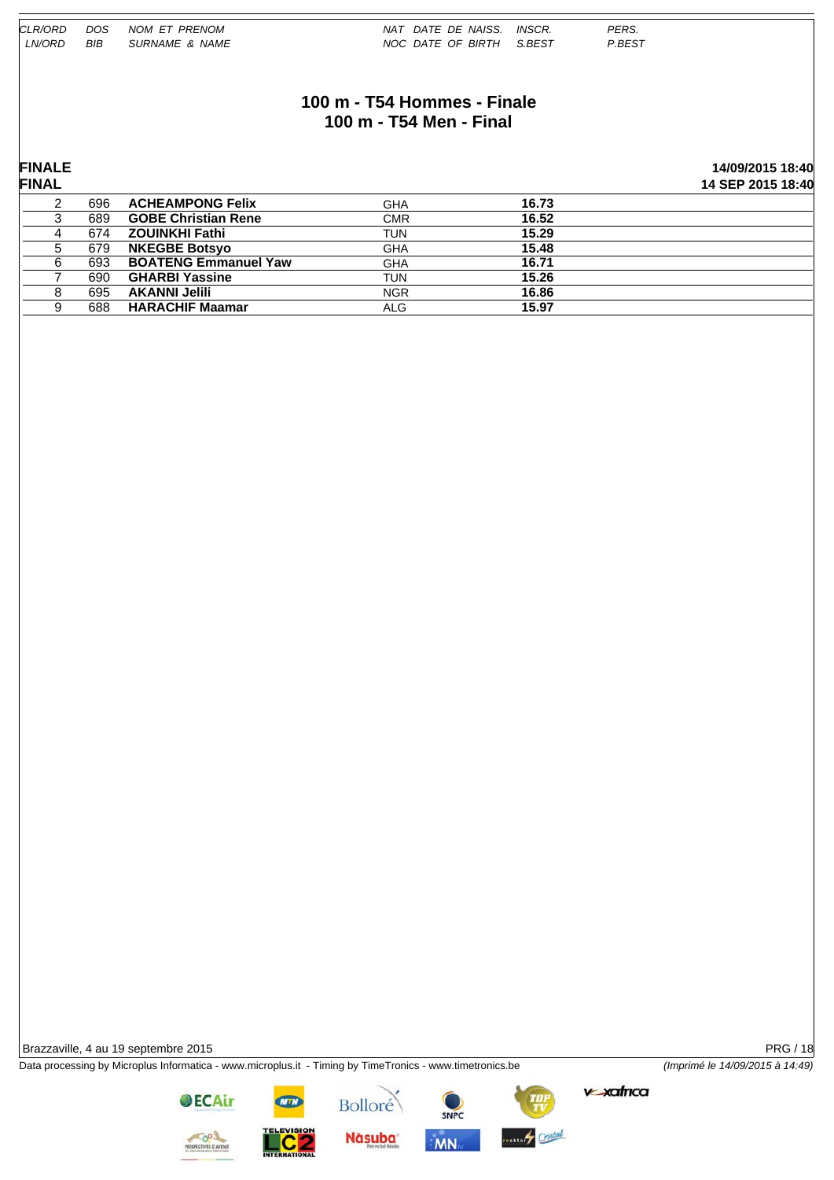| CLR/ORD<br>LN/ORD | DOS<br>BIB | NOM ET PRENOM<br>SURNAME & NAME | NAT DATE DE NAISS.<br>NOC DATE OF BIRTH | INSCR.<br>S.BEST | PERS.<br>P.BEST |
|---|---|---|---|---|---|

# 100 m - T54 Hommes - Finale
# 100 m - T54 Men - Final

**FINALE**
**FINAL**

**14/09/2015 18:40**
**14 SEP 2015 18:40**

| LN/ORD | BIB | SURNAME & NAME | NOC | S.BEST |
|---|---|---|---|---|
| 2 | 696 | **ACHEAMPONG Felix** | GHA | **16.73** |
| 3 | 689 | **GOBE Christian Rene** | CMR | **16.52** |
| 4 | 674 | **ZOUINKHI Fathi** | TUN | **15.29** |
| 5 | 679 | **NKEGBE Botsyo** | GHA | **15.48** |
| 6 | 693 | **BOATENG Emmanuel Yaw** | GHA | **16.71** |
| 7 | 690 | **GHARBI Yassine** | TUN | **15.26** |
| 8 | 695 | **AKANNI Jelili** | NGR | **16.86** |
| 9 | 688 | **HARACHIF Maamar** | ALG | **15.97** |

Brazzaville, 4 au 19 septembre 2015

Data processing by Microplus Informatica - www.microplus.it - Timing by TimeTronics - www.timetronics.be

*(Imprimé le 14/09/2015 à 14:49)*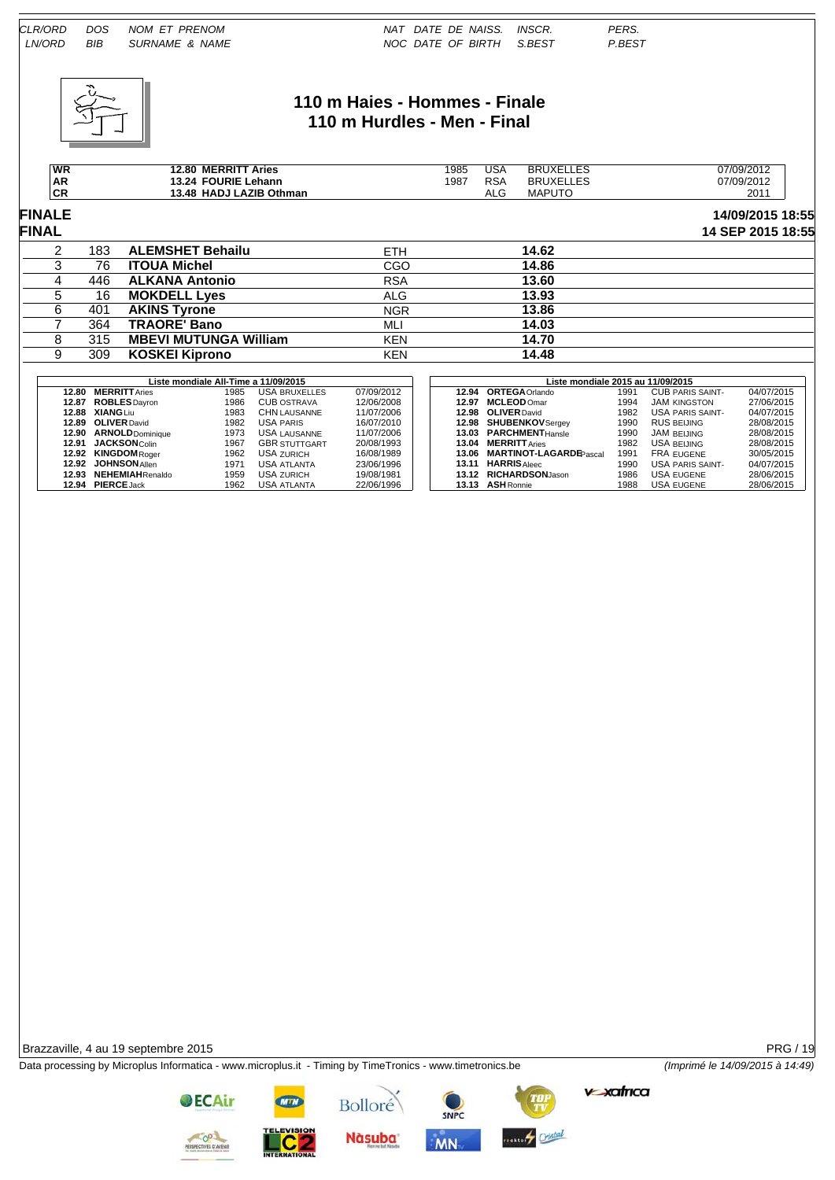| CLR/ORD | DOS | NOM ET PRENOM | NAT | DATE DE NAISS. | INSCR. | PERS. |
|---|---|---|---|---|---|---|
| LN/ORD | BIB | SURNAME & NAME | NOC | DATE OF BIRTH | S.BEST | P.BEST |

# 110 m Haies - Hommes - Finale
# 110 m Hurdles - Men - Final

| | | | | | |
|---|---|---|---|---|---|
| WR | 12.80 MERRITT Aries | 1985 | USA | BRUXELLES | 07/09/2012 |
| AR | 13.24 FOURIE Lehann | 1987 | RSA | BRUXELLES | 07/09/2012 |
| CR | 13.48 HADJ LAZIB Othman | | ALG | MAPUTO | 2011 |

## FINALE / FINAL

14/09/2015 18:55
14 SEP 2015 18:55

| | | | | |
|---|---|---|---|---|
| 2 | 183 | **ALEMSHET Behailu** | ETH | **14.62** |
| 3 | 76 | **ITOUA Michel** | CGO | **14.86** |
| 4 | 446 | **ALKANA Antonio** | RSA | **13.60** |
| 5 | 16 | **MOKDELL Lyes** | ALG | **13.93** |
| 6 | 401 | **AKINS Tyrone** | NGR | **13.86** |
| 7 | 364 | **TRAORE' Bano** | MLI | **14.03** |
| 8 | 315 | **MBEVI MUTUNGA William** | KEN | **14.70** |
| 9 | 309 | **KOSKEI Kiprono** | KEN | **14.48** |

**Liste mondiale All-Time a 11/09/2015**

| | | | | |
|---|---|---|---|---|
| 12.80 | **MERRITT** Aries | 1985 | USA BRUXELLES | 07/09/2012 |
| 12.87 | **ROBLES** Dayron | 1986 | CUB OSTRAVA | 12/06/2008 |
| 12.88 | **XIANG** Liu | 1983 | CHN LAUSANNE | 11/07/2006 |
| 12.89 | **OLIVER** David | 1982 | USA PARIS | 16/07/2010 |
| 12.90 | **ARNOLD** Dominique | 1973 | USA LAUSANNE | 11/07/2006 |
| 12.91 | **JACKSON** Colin | 1967 | GBR STUTTGART | 20/08/1993 |
| 12.92 | **KINGDOM** Roger | 1962 | USA ZURICH | 16/08/1989 |
| 12.92 | **JOHNSON** Allen | 1971 | USA ATLANTA | 23/06/1996 |
| 12.93 | **NEHEMIAH** Renaldo | 1959 | USA ZURICH | 19/08/1981 |
| 12.94 | **PIERCE** Jack | 1962 | USA ATLANTA | 22/06/1996 |

**Liste mondiale 2015 au 11/09/2015**

| | | | | |
|---|---|---|---|---|
| 12.94 | **ORTEGA** Orlando | 1991 | CUB PARIS SAINT- | 04/07/2015 |
| 12.97 | **MCLEOD** Omar | 1994 | JAM KINGSTON | 27/06/2015 |
| 12.98 | **OLIVER** David | 1982 | USA PARIS SAINT- | 04/07/2015 |
| 12.98 | **SHUBENKOV** Sergey | 1990 | RUS BEIJING | 28/08/2015 |
| 13.03 | **PARCHMENT** Hansle | 1990 | JAM BEIJING | 28/08/2015 |
| 13.04 | **MERRITT** Aries | 1982 | USA BEIJING | 28/08/2015 |
| 13.06 | **MARTINOT-LAGARDE** Pascal | 1991 | FRA EUGENE | 30/05/2015 |
| 13.11 | **HARRIS** Aleec | 1990 | USA PARIS SAINT- | 04/07/2015 |
| 13.12 | **RICHARDSON** Jason | 1986 | USA EUGENE | 28/06/2015 |
| 13.13 | **ASH** Ronnie | 1988 | USA EUGENE | 28/06/2015 |

Brazzaville, 4 au 19 septembre 2015

PRG / 19

Data processing by Microplus Informatica - www.microplus.it - Timing by TimeTronics - www.timetronics.be

*(Imprimé le 14/09/2015 à 14:49)*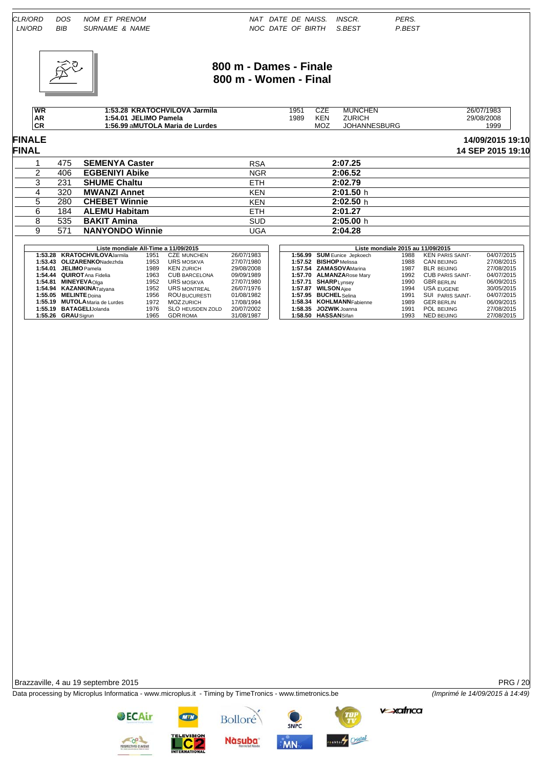CLR/ORD | DOS | NOM ET PRENOM | NAT | DATE DE NAISS. | INSCR. | PERS.
LN/ORD | BIB | SURNAME & NAME | NOC | DATE OF BIRTH | S.BEST | P.BEST

# 800 m - Dames - Finale
# 800 m - Women - Final

| | | | | | |
|---|---|---|---|---|---|
| WR | 1:53.28 KRATOCHVILOVA Jarmila | 1951 | CZE | MUNCHEN | 26/07/1983 |
| AR | 1:54.01 JELIMO Pamela | 1989 | KEN | ZURICH | 29/08/2008 |
| CR | 1:56.99 aMUTOLA Maria de Lurdes | | MOZ | JOHANNESBURG | 1999 |

## FINALE / FINAL

14/09/2015 19:10
14 SEP 2015 19:10

| CLR | BIB | NAME | NAT | TIME |
|---|---|---|---|---|
| 1 | 475 | **SEMENYA Caster** | RSA | **2:07.25** |
| 2 | 406 | **EGBENIYI Abike** | NGR | **2:06.52** |
| 3 | 231 | **SHUME Chaltu** | ETH | **2:02.79** |
| 4 | 320 | **MWANZI Annet** | KEN | **2:01.50** h |
| 5 | 280 | **CHEBET Winnie** | KEN | **2:02.50** h |
| 6 | 184 | **ALEMU Habitam** | ETH | **2:01.27** |
| 8 | 535 | **BAKIT Amina** | SUD | **2:05.00** h |
| 9 | 571 | **NANYONDO Winnie** | UGA | **2:04.28** |

**Liste mondiale All-Time a 11/09/2015**

| Time | Name | Year | NAT | Place | Date |
|---|---|---|---|---|---|
| 1:53.28 | **KRATOCHVILOVA** Jarmila | 1951 | CZE | MUNCHEN | 26/07/1983 |
| 1:53.43 | **OLIZARENKO** Nadezhda | 1953 | URS | MOSKVA | 27/07/1980 |
| 1:54.01 | **JELIMO** Pamela | 1989 | KEN | ZURICH | 29/08/2008 |
| 1:54.44 | **QUIROT** Ana Fidelia | 1963 | CUB | BARCELONA | 09/09/1989 |
| 1:54.81 | **MINEYEVA** Olga | 1952 | URS | MOSKVA | 27/07/1980 |
| 1:54.94 | **KAZANKINA** Tatyana | 1952 | URS | MONTREAL | 26/07/1976 |
| 1:55.05 | **MELINTE** Doina | 1956 | ROU | BUCURESTI | 01/08/1982 |
| 1:55.19 | **MUTOLA** Maria de Lurdes | 1972 | MOZ | ZURICH | 17/08/1994 |
| 1:55.19 | **BATAGELI** Jolanda | 1976 | SLO | HEUSDEN ZOLD | 20/07/2002 |
| 1:55.26 | **GRAU** Sigrun | 1965 | GDR | ROMA | 31/08/1987 |

**Liste mondiale 2015 au 11/09/2015**

| Time | Name | Year | NAT | Place | Date |
|---|---|---|---|---|---|
| 1:56.99 | **SUM** Eunice Jepkoech | 1988 | KEN | PARIS SAINT- | 04/07/2015 |
| 1:57.52 | **BISHOP** Melissa | 1988 | CAN | BEIJING | 27/08/2015 |
| 1:57.54 | **ZAMASOVA** Marina | 1987 | BLR | BEIJING | 27/08/2015 |
| 1:57.70 | **ALMANZA** Rose Mary | 1992 | CUB | PARIS SAINT- | 04/07/2015 |
| 1:57.71 | **SHARP** Lynsey | 1990 | GBR | BERLIN | 06/09/2015 |
| 1:57.87 | **WILSON** Ajee | 1994 | USA | EUGENE | 30/05/2015 |
| 1:57.95 | **BUCHEL** Selina | 1991 | SUI | PARIS SAINT- | 04/07/2015 |
| 1:58.34 | **KOHLMANN** Fabienne | 1989 | GER | BERLIN | 06/09/2015 |
| 1:58.35 | **JOZWIK** Joanna | 1991 | POL | BEIJING | 27/08/2015 |
| 1:58.50 | **HASSAN** Sifan | 1993 | NED | BEIJING | 27/08/2015 |

Brazzaville, 4 au 19 septembre 2015

Data processing by Microplus Informatica - www.microplus.it - Timing by TimeTronics - www.timetronics.be

*(Imprimé le 14/09/2015 à 14:49)*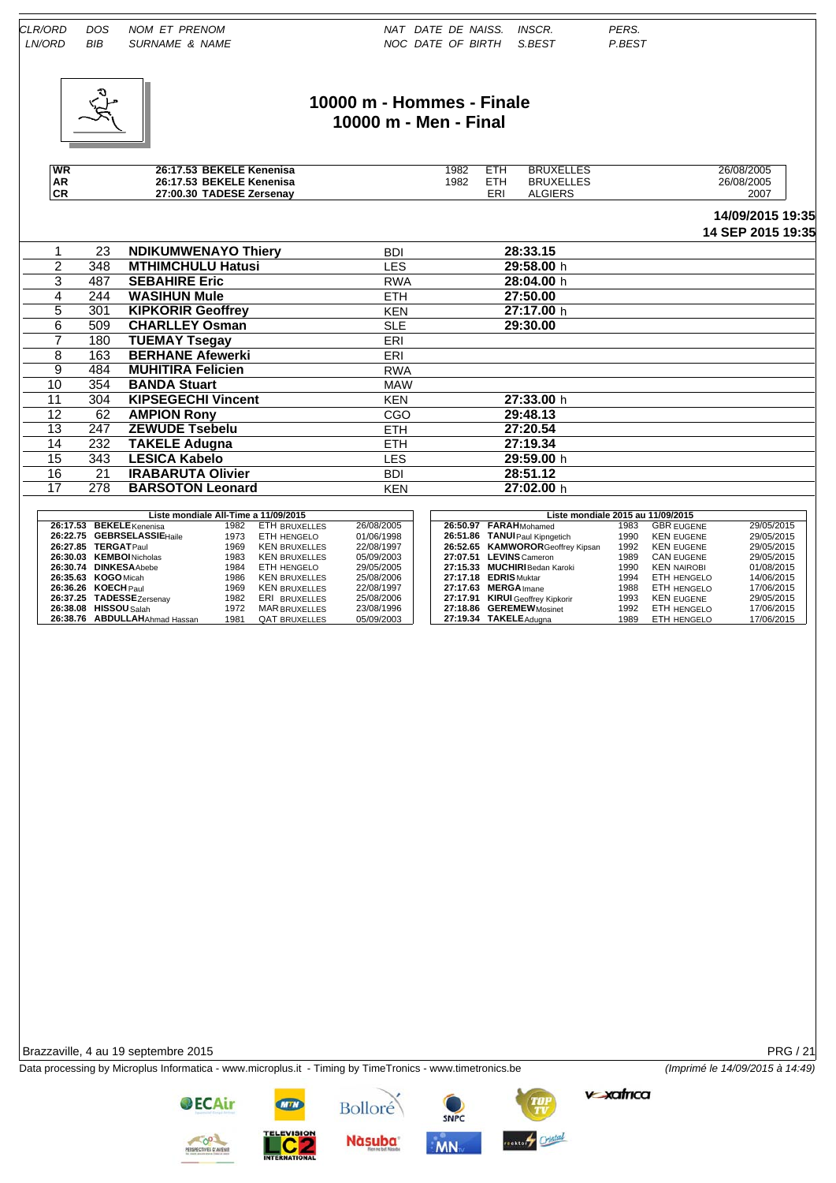| CLR/ORD | DOS | NOM ET PRENOM | NAT | DATE DE NAISS. | INSCR. | PERS. |
|---|---|---|---|---|---|---|
| LN/ORD | BIB | SURNAME & NAME | NOC | DATE OF BIRTH | S.BEST | P.BEST |

# 10000 m - Hommes - Finale
# 10000 m - Men - Final

| | | | | | |
|---|---|---|---|---|---|
| WR | 26:17.53 BEKELE Kenenisa | 1982 | ETH | BRUXELLES | 26/08/2005 |
| AR | 26:17.53 BEKELE Kenenisa | 1982 | ETH | BRUXELLES | 26/08/2005 |
| CR | 27:00.30 TADESE Zersenay | | ERI | ALGIERS | 2007 |

**14/09/2015 19:35**
**14 SEP 2015 19:35**

| CLR/ORD | BIB | NAME | NAT | S.BEST |
|---|---|---|---|---|
| 1 | 23 | **NDIKUMWENAYO Thiery** | BDI | **28:33.15** |
| 2 | 348 | **MTHIMCHULU Hatusi** | LES | **29:58.00** h |
| 3 | 487 | **SEBAHIRE Eric** | RWA | **28:04.00** h |
| 4 | 244 | **WASIHUN Mule** | ETH | **27:50.00** |
| 5 | 301 | **KIPKORIR Geoffrey** | KEN | **27:17.00** h |
| 6 | 509 | **CHARLLEY Osman** | SLE | **29:30.00** |
| 7 | 180 | **TUEMAY Tsegay** | ERI | |
| 8 | 163 | **BERHANE Afewerki** | ERI | |
| 9 | 484 | **MUHITIRA Felicien** | RWA | |
| 10 | 354 | **BANDA Stuart** | MAW | |
| 11 | 304 | **KIPSEGECHI Vincent** | KEN | **27:33.00** h |
| 12 | 62 | **AMPION Rony** | CGO | **29:48.13** |
| 13 | 247 | **ZEWUDE Tsebelu** | ETH | **27:20.54** |
| 14 | 232 | **TAKELE Adugna** | ETH | **27:19.34** |
| 15 | 343 | **LESICA Kabelo** | LES | **29:59.00** h |
| 16 | 21 | **IRABARUTA Olivier** | BDI | **28:51.12** |
| 17 | 278 | **BARSOTON Leonard** | KEN | **27:02.00** h |

**Liste mondiale All-Time a 11/09/2015**

| Mark | Name | Born | NAT | Venue | Date |
|---|---|---|---|---|---|
| 26:17.53 | **BEKELE** Kenenisa | 1982 | ETH | BRUXELLES | 26/08/2005 |
| 26:22.75 | **GEBRSELASSIE** Haile | 1973 | ETH | HENGELO | 01/06/1998 |
| 26:27.85 | **TERGAT** Paul | 1969 | KEN | BRUXELLES | 22/08/1997 |
| 26:30.03 | **KEMBOI** Nicholas | 1983 | KEN | BRUXELLES | 05/09/2003 |
| 26:30.74 | **DINKESA** Abebe | 1984 | ETH | HENGELO | 29/05/2005 |
| 26:35.63 | **KOGO** Micah | 1986 | KEN | BRUXELLES | 25/08/2006 |
| 26:36.26 | **KOECH** Paul | 1969 | KEN | BRUXELLES | 22/08/1997 |
| 26:37.25 | **TADESSE** Zersenay | 1982 | ERI | BRUXELLES | 25/08/2006 |
| 26:38.08 | **HISSOU** Salah | 1972 | MAR | BRUXELLES | 23/08/1996 |
| 26:38.76 | **ABDULLAH** Ahmad Hassan | 1981 | QAT | BRUXELLES | 05/09/2003 |

**Liste mondiale 2015 au 11/09/2015**

| Mark | Name | Born | NAT | Venue | Date |
|---|---|---|---|---|---|
| 26:50.97 | **FARAH** Mohamed | 1983 | GBR | EUGENE | 29/05/2015 |
| 26:51.86 | **TANUI** Paul Kipngetich | 1990 | KEN | EUGENE | 29/05/2015 |
| 26:52.65 | **KAMWOROR** Geoffrey Kipsan | 1992 | KEN | EUGENE | 29/05/2015 |
| 27:07.51 | **LEVINS** Cameron | 1989 | CAN | EUGENE | 29/05/2015 |
| 27:15.33 | **MUCHIRI** Bedan Karoki | 1990 | KEN | NAIROBI | 01/08/2015 |
| 27:17.18 | **EDRIS** Muktar | 1994 | ETH | HENGELO | 14/06/2015 |
| 27:17.63 | **MERGA** Imane | 1988 | ETH | HENGELO | 17/06/2015 |
| 27:17.91 | **KIRUI** Geoffrey Kipkorir | 1993 | KEN | EUGENE | 29/05/2015 |
| 27:18.86 | **GEREMEW** Mosinet | 1992 | ETH | HENGELO | 17/06/2015 |
| 27:19.34 | **TAKELE** Adugna | 1989 | ETH | HENGELO | 17/06/2015 |

Brazzaville, 4 au 19 septembre 2015

Data processing by Microplus Informatica - www.microplus.it - Timing by TimeTronics - www.timetronics.be

*(Imprimé le 14/09/2015 à 14:49)*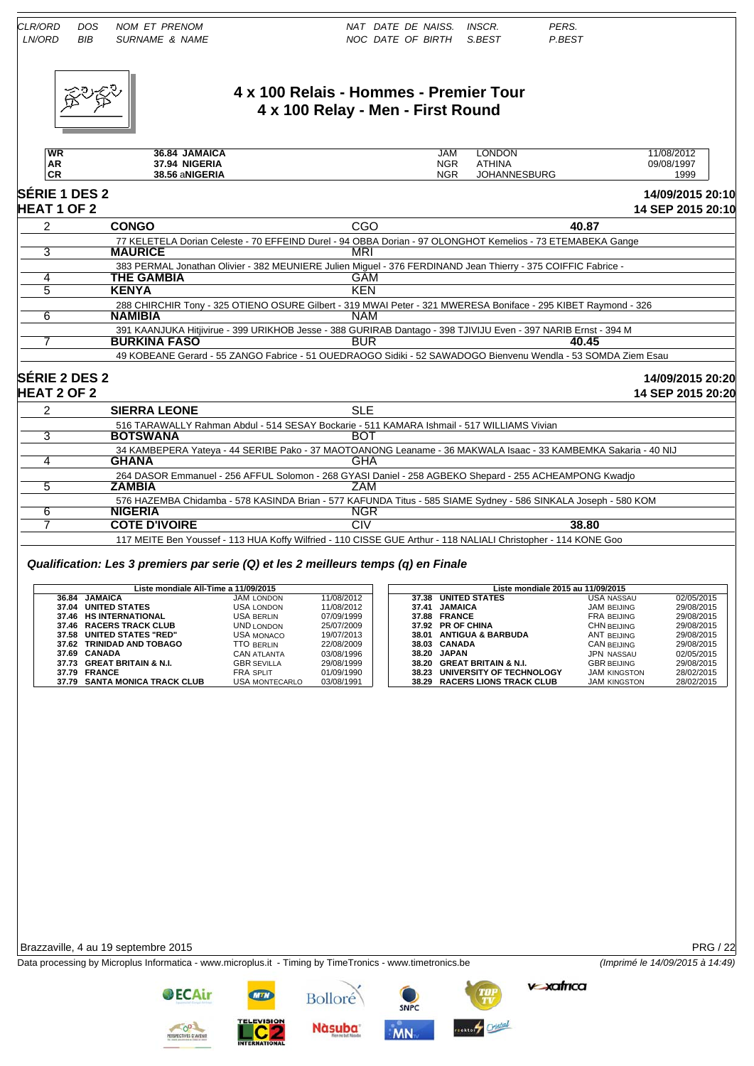| CLR/ORD | DOS | NOM ET PRENOM | NAT | DATE DE NAISS. | INSCR. | PERS. |
|---|---|---|---|---|---|---|
| LN/ORD | BIB | SURNAME & NAME | NOC | DATE OF BIRTH | S.BEST | P.BEST |

# 4 x 100 Relais - Hommes - Premier Tour
# 4 x 100 Relay - Men - First Round

| | | | | |
|---|---|---|---|---|
| WR | 36.84 JAMAICA | JAM | LONDON | 11/08/2012 |
| AR | 37.94 NIGERIA | NGR | ATHINA | 09/08/1997 |
| CR | 38.56 aNIGERIA | NGR | JOHANNESBURG | 1999 |

## SÉRIE 1 DES 2 — 14/09/2015 20:10
## HEAT 1 OF 2 — 14 SEP 2015 20:10

| | | | |
|---|---|---|---|
| 2 | **CONGO** | CGO | 40.87 |
| | 77 KELETELA Dorian Celeste - 70 EFFEIND Durel - 94 OBBA Dorian - 97 OLONGHOT Kemelios - 73 ETEMABEKA Gange | | |
| 3 | **MAURICE** | MRI | |
| | 383 PERMAL Jonathan Olivier - 382 MEUNIERE Julien Miguel - 376 FERDINAND Jean Thierry - 375 COIFFIC Fabrice - | | |
| 4 | **THE GAMBIA** | GAM | |
| 5 | **KENYA** | KEN | |
| | 288 CHIRCHIR Tony - 325 OTIENO OSURE Gilbert - 319 MWAI Peter - 321 MWERESA Boniface - 295 KIBET Raymond - 326 | | |
| 6 | **NAMIBIA** | NAM | |
| | 391 KAANJUKA Hitjivirue - 399 URIKHOB Jesse - 388 GURIRAB Dantago - 398 TJIVIJU Even - 397 NARIB Ernst - 394 M | | |
| 7 | **BURKINA FASO** | BUR | 40.45 |
| | 49 KOBEANE Gerard - 55 ZANGO Fabrice - 51 OUEDRAOGO Sidiki - 52 SAWADOGO Bienvenu Wendla - 53 SOMDA Ziem Esau | | |

## SÉRIE 2 DES 2 — 14/09/2015 20:20
## HEAT 2 OF 2 — 14 SEP 2015 20:20

| | | | |
|---|---|---|---|
| 2 | **SIERRA LEONE** | SLE | |
| | 516 TARAWALLY Rahman Abdul - 514 SESAY Bockarie - 511 KAMARA Ishmail - 517 WILLIAMS Vivian | | |
| 3 | **BOTSWANA** | BOT | |
| | 34 KAMBEPERA Yateya - 44 SERIBE Pako - 37 MAOTOANONG Leaname - 36 MAKWALA Isaac - 33 KAMBEMKA Sakaria - 40 NIJ | | |
| 4 | **GHANA** | GHA | |
| | 264 DASOR Emmanuel - 256 AFFUL Solomon - 268 GYASI Daniel - 258 AGBEKO Shepard - 255 ACHEAMPONG Kwadjo | | |
| 5 | **ZAMBIA** | ZAM | |
| | 576 HAZEMBA Chidamba - 578 KASINDA Brian - 577 KAFUNDA Titus - 585 SIAME Sydney - 586 SINKALA Joseph - 580 KOM | | |
| 6 | **NIGERIA** | NGR | |
| 7 | **COTE D'IVOIRE** | CIV | 38.80 |
| | 117 MEITE Ben Youssef - 113 HUA Koffy Wilfried - 110 CISSE GUE Arthur - 118 NALIALI Christopher - 114 KONE Goo | | |

***Qualification: Les 3 premiers par serie (Q) et les 2 meilleurs temps (q) en Finale***

**Liste mondiale All-Time a 11/09/2015**

| | | | | |
|---|---|---|---|---|
| 36.84 | JAMAICA | JAM | LONDON | 11/08/2012 |
| 37.04 | UNITED STATES | USA | LONDON | 11/08/2012 |
| 37.46 | HS INTERNATIONAL | USA | BERLIN | 07/09/1999 |
| 37.46 | RACERS TRACK CLUB | UND | LONDON | 25/07/2009 |
| 37.58 | UNITED STATES "RED" | USA | MONACO | 19/07/2013 |
| 37.62 | TRINIDAD AND TOBAGO | TTO | BERLIN | 22/08/2009 |
| 37.69 | CANADA | CAN | ATLANTA | 03/08/1996 |
| 37.73 | GREAT BRITAIN & N.I. | GBR | SEVILLA | 29/08/1999 |
| 37.79 | FRANCE | FRA | SPLIT | 01/09/1990 |
| 37.79 | SANTA MONICA TRACK CLUB | USA | MONTECARLO | 03/08/1991 |

**Liste mondiale 2015 au 11/09/2015**

| | | | | |
|---|---|---|---|---|
| 37.38 | UNITED STATES | USA | NASSAU | 02/05/2015 |
| 37.41 | JAMAICA | JAM | BEIJING | 29/08/2015 |
| 37.88 | FRANCE | FRA | BEIJING | 29/08/2015 |
| 37.92 | PR OF CHINA | CHN | BEIJING | 29/08/2015 |
| 38.01 | ANTIGUA & BARBUDA | ANT | BEIJING | 29/08/2015 |
| 38.03 | CANADA | CAN | BEIJING | 29/08/2015 |
| 38.20 | JAPAN | JPN | NASSAU | 02/05/2015 |
| 38.20 | GREAT BRITAIN & N.I. | GBR | BEIJING | 29/08/2015 |
| 38.23 | UNIVERSITY OF TECHNOLOGY | JAM | KINGSTON | 28/02/2015 |
| 38.29 | RACERS LIONS TRACK CLUB | JAM | KINGSTON | 28/02/2015 |

Brazzaville, 4 au 19 septembre 2015

Data processing by Microplus Informatica - www.microplus.it - Timing by TimeTronics - www.timetronics.be

*(Imprimé le 14/09/2015 à 14:49)*